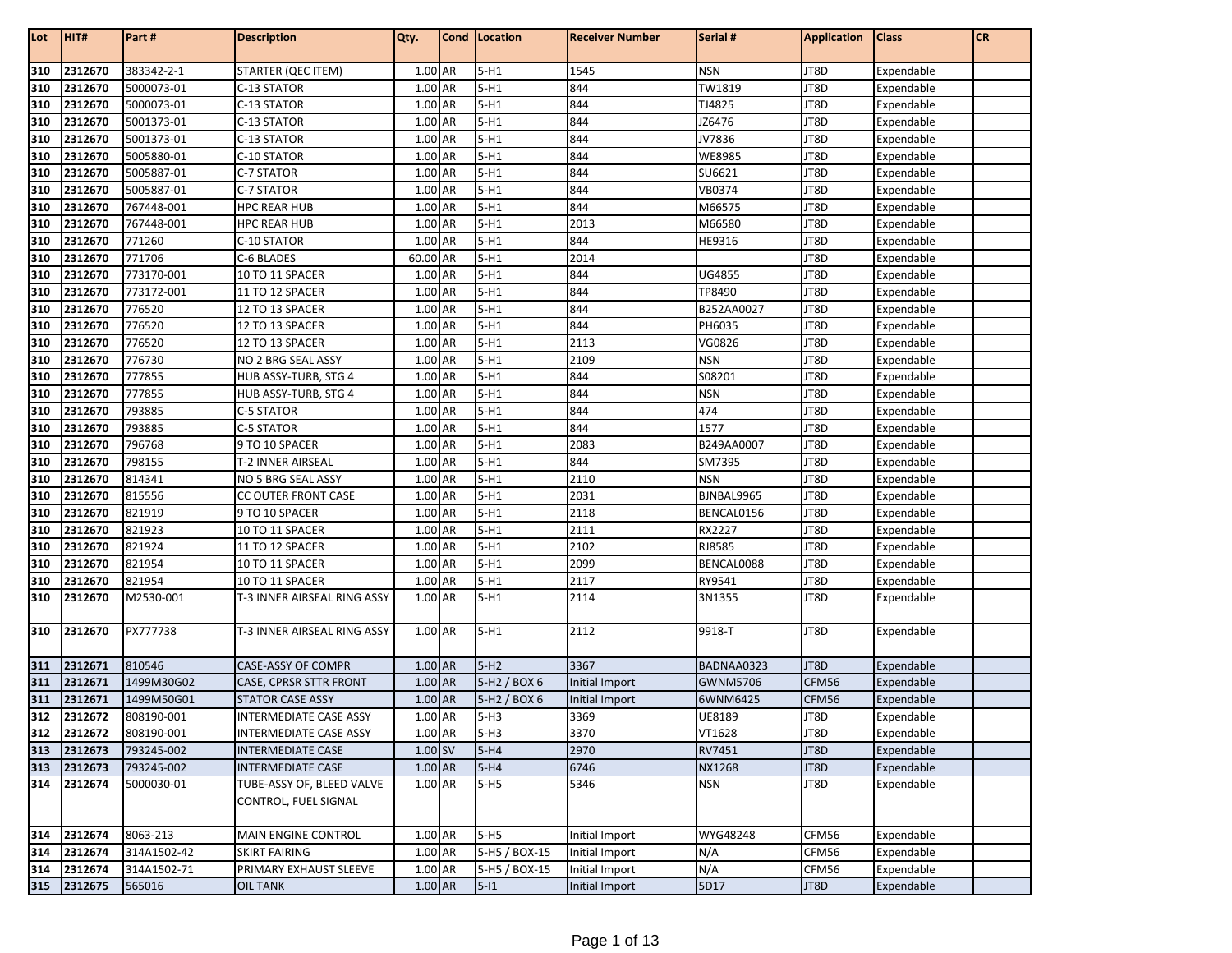| Lot | HIT# | Part # | Description | Qty. | Cond | Location | Receiver Number | Serial # | Application | Class | CR |
|---|---|---|---|---|---|---|---|---|---|---|---|
| 310 | 2312670 | 383342-2-1 | STARTER (QEC ITEM) | 1.00 | AR | 5-H1 | 1545 | NSN | JT8D | Expendable | |
| 310 | 2312670 | 5000073-01 | C-13 STATOR | 1.00 | AR | 5-H1 | 844 | TW1819 | JT8D | Expendable | |
| 310 | 2312670 | 5000073-01 | C-13 STATOR | 1.00 | AR | 5-H1 | 844 | TJ4825 | JT8D | Expendable | |
| 310 | 2312670 | 5001373-01 | C-13 STATOR | 1.00 | AR | 5-H1 | 844 | JZ6476 | JT8D | Expendable | |
| 310 | 2312670 | 5001373-01 | C-13 STATOR | 1.00 | AR | 5-H1 | 844 | JV7836 | JT8D | Expendable | |
| 310 | 2312670 | 5005880-01 | C-10 STATOR | 1.00 | AR | 5-H1 | 844 | WE8985 | JT8D | Expendable | |
| 310 | 2312670 | 5005887-01 | C-7 STATOR | 1.00 | AR | 5-H1 | 844 | SU6621 | JT8D | Expendable | |
| 310 | 2312670 | 5005887-01 | C-7 STATOR | 1.00 | AR | 5-H1 | 844 | VB0374 | JT8D | Expendable | |
| 310 | 2312670 | 767448-001 | HPC REAR HUB | 1.00 | AR | 5-H1 | 844 | M66575 | JT8D | Expendable | |
| 310 | 2312670 | 767448-001 | HPC REAR HUB | 1.00 | AR | 5-H1 | 2013 | M66580 | JT8D | Expendable | |
| 310 | 2312670 | 771260 | C-10 STATOR | 1.00 | AR | 5-H1 | 844 | HE9316 | JT8D | Expendable | |
| 310 | 2312670 | 771706 | C-6 BLADES | 60.00 | AR | 5-H1 | 2014 | | JT8D | Expendable | |
| 310 | 2312670 | 773170-001 | 10 TO 11 SPACER | 1.00 | AR | 5-H1 | 844 | UG4855 | JT8D | Expendable | |
| 310 | 2312670 | 773172-001 | 11 TO 12 SPACER | 1.00 | AR | 5-H1 | 844 | TP8490 | JT8D | Expendable | |
| 310 | 2312670 | 776520 | 12 TO 13 SPACER | 1.00 | AR | 5-H1 | 844 | B252AA0027 | JT8D | Expendable | |
| 310 | 2312670 | 776520 | 12 TO 13 SPACER | 1.00 | AR | 5-H1 | 844 | PH6035 | JT8D | Expendable | |
| 310 | 2312670 | 776520 | 12 TO 13 SPACER | 1.00 | AR | 5-H1 | 2113 | VG0826 | JT8D | Expendable | |
| 310 | 2312670 | 776730 | NO 2 BRG SEAL ASSY | 1.00 | AR | 5-H1 | 2109 | NSN | JT8D | Expendable | |
| 310 | 2312670 | 777855 | HUB ASSY-TURB, STG 4 | 1.00 | AR | 5-H1 | 844 | S08201 | JT8D | Expendable | |
| 310 | 2312670 | 777855 | HUB ASSY-TURB, STG 4 | 1.00 | AR | 5-H1 | 844 | NSN | JT8D | Expendable | |
| 310 | 2312670 | 793885 | C-5 STATOR | 1.00 | AR | 5-H1 | 844 | 474 | JT8D | Expendable | |
| 310 | 2312670 | 793885 | C-5 STATOR | 1.00 | AR | 5-H1 | 844 | 1577 | JT8D | Expendable | |
| 310 | 2312670 | 796768 | 9 TO 10 SPACER | 1.00 | AR | 5-H1 | 2083 | B249AA0007 | JT8D | Expendable | |
| 310 | 2312670 | 798155 | T-2 INNER AIRSEAL | 1.00 | AR | 5-H1 | 844 | SM7395 | JT8D | Expendable | |
| 310 | 2312670 | 814341 | NO 5 BRG SEAL ASSY | 1.00 | AR | 5-H1 | 2110 | NSN | JT8D | Expendable | |
| 310 | 2312670 | 815556 | CC OUTER FRONT CASE | 1.00 | AR | 5-H1 | 2031 | BJNBAL9965 | JT8D | Expendable | |
| 310 | 2312670 | 821919 | 9 TO 10 SPACER | 1.00 | AR | 5-H1 | 2118 | BENCAL0156 | JT8D | Expendable | |
| 310 | 2312670 | 821923 | 10 TO 11 SPACER | 1.00 | AR | 5-H1 | 2111 | RX2227 | JT8D | Expendable | |
| 310 | 2312670 | 821924 | 11 TO 12 SPACER | 1.00 | AR | 5-H1 | 2102 | RJ8585 | JT8D | Expendable | |
| 310 | 2312670 | 821954 | 10 TO 11 SPACER | 1.00 | AR | 5-H1 | 2099 | BENCAL0088 | JT8D | Expendable | |
| 310 | 2312670 | 821954 | 10 TO 11 SPACER | 1.00 | AR | 5-H1 | 2117 | RY9541 | JT8D | Expendable | |
| 310 | 2312670 | M2530-001 | T-3 INNER AIRSEAL RING ASSY | 1.00 | AR | 5-H1 | 2114 | 3N1355 | JT8D | Expendable | |
| 310 | 2312670 | PX777738 | T-3 INNER AIRSEAL RING ASSY | 1.00 | AR | 5-H1 | 2112 | 9918-T | JT8D | Expendable | |
| 311 | 2312671 | 810546 | CASE-ASSY OF COMPR | 1.00 | AR | 5-H2 | 3367 | BADNAA0323 | JT8D | Expendable | |
| 311 | 2312671 | 1499M30G02 | CASE, CPRSR STTR FRONT | 1.00 | AR | 5-H2 / BOX 6 | Initial Import | GWNM5706 | CFM56 | Expendable | |
| 311 | 2312671 | 1499M50G01 | STATOR CASE ASSY | 1.00 | AR | 5-H2 / BOX 6 | Initial Import | 6WNM6425 | CFM56 | Expendable | |
| 312 | 2312672 | 808190-001 | INTERMEDIATE CASE ASSY | 1.00 | AR | 5-H3 | 3369 | UE8189 | JT8D | Expendable | |
| 312 | 2312672 | 808190-001 | INTERMEDIATE CASE ASSY | 1.00 | AR | 5-H3 | 3370 | VT1628 | JT8D | Expendable | |
| 313 | 2312673 | 793245-002 | INTERMEDIATE CASE | 1.00 | SV | 5-H4 | 2970 | RV7451 | JT8D | Expendable | |
| 313 | 2312673 | 793245-002 | INTERMEDIATE CASE | 1.00 | AR | 5-H4 | 6746 | NX1268 | JT8D | Expendable | |
| 314 | 2312674 | 5000030-01 | TUBE-ASSY OF, BLEED VALVE CONTROL, FUEL SIGNAL | 1.00 | AR | 5-H5 | 5346 | NSN | JT8D | Expendable | |
| 314 | 2312674 | 8063-213 | MAIN ENGINE CONTROL | 1.00 | AR | 5-H5 | Initial Import | WYG48248 | CFM56 | Expendable | |
| 314 | 2312674 | 314A1502-42 | SKIRT FAIRING | 1.00 | AR | 5-H5 / BOX-15 | Initial Import | N/A | CFM56 | Expendable | |
| 314 | 2312674 | 314A1502-71 | PRIMARY EXHAUST SLEEVE | 1.00 | AR | 5-H5 / BOX-15 | Initial Import | N/A | CFM56 | Expendable | |
| 315 | 2312675 | 565016 | OIL TANK | 1.00 | AR | 5-I1 | Initial Import | 5D17 | JT8D | Expendable | |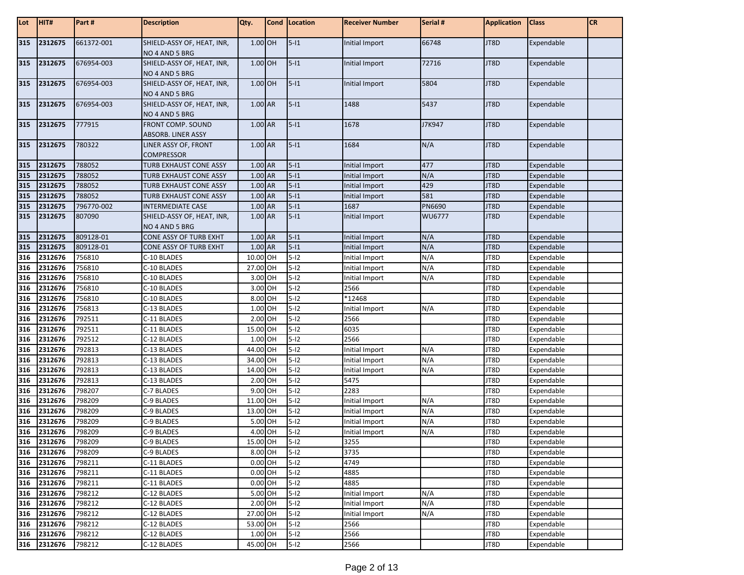| Lot | HIT# | Part # | Description | Qty. | Cond | Location | Receiver Number | Serial # | Application | Class | CR |
|---|---|---|---|---|---|---|---|---|---|---|---|
| 315 | 2312675 | 661372-001 | SHIELD-ASSY OF, HEAT, INR, NO 4 AND 5 BRG | 1.00 | OH | 5-I1 | Initial Import | 66748 | JT8D | Expendable | |
| 315 | 2312675 | 676954-003 | SHIELD-ASSY OF, HEAT, INR, NO 4 AND 5 BRG | 1.00 | OH | 5-I1 | Initial Import | 72716 | JT8D | Expendable | |
| 315 | 2312675 | 676954-003 | SHIELD-ASSY OF, HEAT, INR, NO 4 AND 5 BRG | 1.00 | OH | 5-I1 | Initial Import | 5804 | JT8D | Expendable | |
| 315 | 2312675 | 676954-003 | SHIELD-ASSY OF, HEAT, INR, NO 4 AND 5 BRG | 1.00 | AR | 5-I1 | 1488 | 5437 | JT8D | Expendable | |
| 315 | 2312675 | 777915 | FRONT COMP. SOUND ABSORB. LINER ASSY | 1.00 | AR | 5-I1 | 1678 | J7K947 | JT8D | Expendable | |
| 315 | 2312675 | 780322 | LINER ASSY OF, FRONT COMPRESSOR | 1.00 | AR | 5-I1 | 1684 | N/A | JT8D | Expendable | |
| 315 | 2312675 | 788052 | TURB EXHAUST CONE ASSY | 1.00 | AR | 5-I1 | Initial Import | 477 | JT8D | Expendable | |
| 315 | 2312675 | 788052 | TURB EXHAUST CONE ASSY | 1.00 | AR | 5-I1 | Initial Import | N/A | JT8D | Expendable | |
| 315 | 2312675 | 788052 | TURB EXHAUST CONE ASSY | 1.00 | AR | 5-I1 | Initial Import | 429 | JT8D | Expendable | |
| 315 | 2312675 | 788052 | TURB EXHAUST CONE ASSY | 1.00 | AR | 5-I1 | Initial Import | 581 | JT8D | Expendable | |
| 315 | 2312675 | 796770-002 | INTERMEDIATE CASE | 1.00 | AR | 5-I1 | 1687 | PN6690 | JT8D | Expendable | |
| 315 | 2312675 | 807090 | SHIELD-ASSY OF, HEAT, INR, NO 4 AND 5 BRG | 1.00 | AR | 5-I1 | Initial Import | WU6777 | JT8D | Expendable | |
| 315 | 2312675 | 809128-01 | CONE ASSY OF TURB EXHT | 1.00 | AR | 5-I1 | Initial Import | N/A | JT8D | Expendable | |
| 315 | 2312675 | 809128-01 | CONE ASSY OF TURB EXHT | 1.00 | AR | 5-I1 | Initial Import | N/A | JT8D | Expendable | |
| 316 | 2312676 | 756810 | C-10 BLADES | 10.00 | OH | 5-I2 | Initial Import | N/A | JT8D | Expendable | |
| 316 | 2312676 | 756810 | C-10 BLADES | 27.00 | OH | 5-I2 | Initial Import | N/A | JT8D | Expendable | |
| 316 | 2312676 | 756810 | C-10 BLADES | 3.00 | OH | 5-I2 | Initial Import | N/A | JT8D | Expendable | |
| 316 | 2312676 | 756810 | C-10 BLADES | 3.00 | OH | 5-I2 | 2566 | | JT8D | Expendable | |
| 316 | 2312676 | 756810 | C-10 BLADES | 8.00 | OH | 5-I2 | *12468 | | JT8D | Expendable | |
| 316 | 2312676 | 756813 | C-13 BLADES | 1.00 | OH | 5-I2 | Initial Import | N/A | JT8D | Expendable | |
| 316 | 2312676 | 792511 | C-11 BLADES | 2.00 | OH | 5-I2 | 2566 | | JT8D | Expendable | |
| 316 | 2312676 | 792511 | C-11 BLADES | 15.00 | OH | 5-I2 | 6035 | | JT8D | Expendable | |
| 316 | 2312676 | 792512 | C-12 BLADES | 1.00 | OH | 5-I2 | 2566 | | JT8D | Expendable | |
| 316 | 2312676 | 792813 | C-13 BLADES | 44.00 | OH | 5-I2 | Initial Import | N/A | JT8D | Expendable | |
| 316 | 2312676 | 792813 | C-13 BLADES | 34.00 | OH | 5-I2 | Initial Import | N/A | JT8D | Expendable | |
| 316 | 2312676 | 792813 | C-13 BLADES | 14.00 | OH | 5-I2 | Initial Import | N/A | JT8D | Expendable | |
| 316 | 2312676 | 792813 | C-13 BLADES | 2.00 | OH | 5-I2 | 5475 | | JT8D | Expendable | |
| 316 | 2312676 | 798207 | C-7 BLADES | 9.00 | OH | 5-I2 | 2283 | | JT8D | Expendable | |
| 316 | 2312676 | 798209 | C-9 BLADES | 11.00 | OH | 5-I2 | Initial Import | N/A | JT8D | Expendable | |
| 316 | 2312676 | 798209 | C-9 BLADES | 13.00 | OH | 5-I2 | Initial Import | N/A | JT8D | Expendable | |
| 316 | 2312676 | 798209 | C-9 BLADES | 5.00 | OH | 5-I2 | Initial Import | N/A | JT8D | Expendable | |
| 316 | 2312676 | 798209 | C-9 BLADES | 4.00 | OH | 5-I2 | Initial Import | N/A | JT8D | Expendable | |
| 316 | 2312676 | 798209 | C-9 BLADES | 15.00 | OH | 5-I2 | 3255 | | JT8D | Expendable | |
| 316 | 2312676 | 798209 | C-9 BLADES | 8.00 | OH | 5-I2 | 3735 | | JT8D | Expendable | |
| 316 | 2312676 | 798211 | C-11 BLADES | 0.00 | OH | 5-I2 | 4749 | | JT8D | Expendable | |
| 316 | 2312676 | 798211 | C-11 BLADES | 0.00 | OH | 5-I2 | 4885 | | JT8D | Expendable | |
| 316 | 2312676 | 798211 | C-11 BLADES | 0.00 | OH | 5-I2 | 4885 | | JT8D | Expendable | |
| 316 | 2312676 | 798212 | C-12 BLADES | 5.00 | OH | 5-I2 | Initial Import | N/A | JT8D | Expendable | |
| 316 | 2312676 | 798212 | C-12 BLADES | 2.00 | OH | 5-I2 | Initial Import | N/A | JT8D | Expendable | |
| 316 | 2312676 | 798212 | C-12 BLADES | 27.00 | OH | 5-I2 | Initial Import | N/A | JT8D | Expendable | |
| 316 | 2312676 | 798212 | C-12 BLADES | 53.00 | OH | 5-I2 | 2566 | | JT8D | Expendable | |
| 316 | 2312676 | 798212 | C-12 BLADES | 1.00 | OH | 5-I2 | 2566 | | JT8D | Expendable | |
| 316 | 2312676 | 798212 | C-12 BLADES | 45.00 | OH | 5-I2 | 2566 | | JT8D | Expendable | |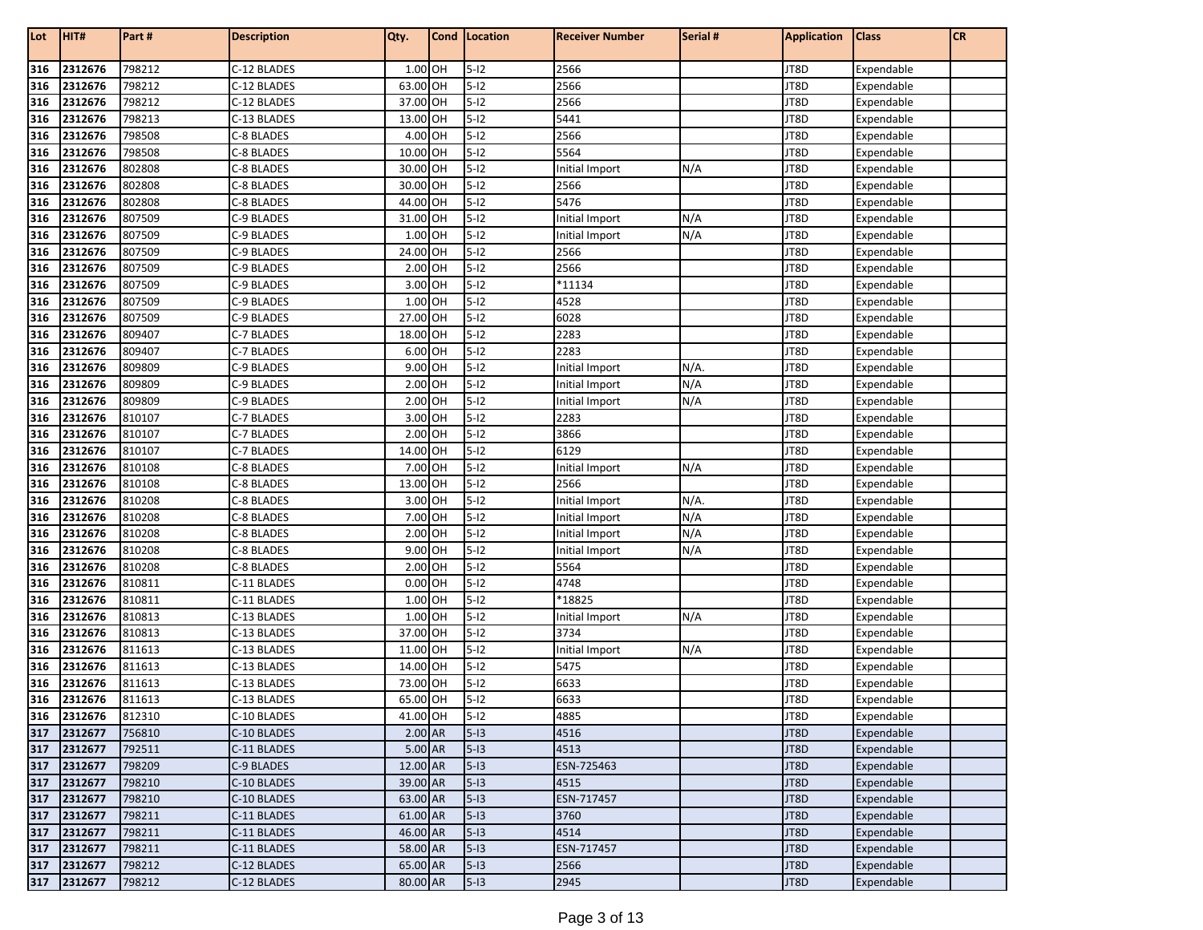| Lot | HIT# | Part # | Description | Qty. | Cond | Location | Receiver Number | Serial # | Application | Class | CR |
|---|---|---|---|---|---|---|---|---|---|---|---|
| 316 | 2312676 | 798212 | C-12 BLADES | 1.00 | OH | 5-I2 | 2566 | | JT8D | Expendable | |
| 316 | 2312676 | 798212 | C-12 BLADES | 63.00 | OH | 5-I2 | 2566 | | JT8D | Expendable | |
| 316 | 2312676 | 798212 | C-12 BLADES | 37.00 | OH | 5-I2 | 2566 | | JT8D | Expendable | |
| 316 | 2312676 | 798213 | C-13 BLADES | 13.00 | OH | 5-I2 | 5441 | | JT8D | Expendable | |
| 316 | 2312676 | 798508 | C-8 BLADES | 4.00 | OH | 5-I2 | 2566 | | JT8D | Expendable | |
| 316 | 2312676 | 798508 | C-8 BLADES | 10.00 | OH | 5-I2 | 5564 | | JT8D | Expendable | |
| 316 | 2312676 | 802808 | C-8 BLADES | 30.00 | OH | 5-I2 | Initial Import | N/A | JT8D | Expendable | |
| 316 | 2312676 | 802808 | C-8 BLADES | 30.00 | OH | 5-I2 | 2566 | | JT8D | Expendable | |
| 316 | 2312676 | 802808 | C-8 BLADES | 44.00 | OH | 5-I2 | 5476 | | JT8D | Expendable | |
| 316 | 2312676 | 807509 | C-9 BLADES | 31.00 | OH | 5-I2 | Initial Import | N/A | JT8D | Expendable | |
| 316 | 2312676 | 807509 | C-9 BLADES | 1.00 | OH | 5-I2 | Initial Import | N/A | JT8D | Expendable | |
| 316 | 2312676 | 807509 | C-9 BLADES | 24.00 | OH | 5-I2 | 2566 | | JT8D | Expendable | |
| 316 | 2312676 | 807509 | C-9 BLADES | 2.00 | OH | 5-I2 | 2566 | | JT8D | Expendable | |
| 316 | 2312676 | 807509 | C-9 BLADES | 3.00 | OH | 5-I2 | *11134 | | JT8D | Expendable | |
| 316 | 2312676 | 807509 | C-9 BLADES | 1.00 | OH | 5-I2 | 4528 | | JT8D | Expendable | |
| 316 | 2312676 | 807509 | C-9 BLADES | 27.00 | OH | 5-I2 | 6028 | | JT8D | Expendable | |
| 316 | 2312676 | 809407 | C-7 BLADES | 18.00 | OH | 5-I2 | 2283 | | JT8D | Expendable | |
| 316 | 2312676 | 809407 | C-7 BLADES | 6.00 | OH | 5-I2 | 2283 | | JT8D | Expendable | |
| 316 | 2312676 | 809809 | C-9 BLADES | 9.00 | OH | 5-I2 | Initial Import | N/A. | JT8D | Expendable | |
| 316 | 2312676 | 809809 | C-9 BLADES | 2.00 | OH | 5-I2 | Initial Import | N/A | JT8D | Expendable | |
| 316 | 2312676 | 809809 | C-9 BLADES | 2.00 | OH | 5-I2 | Initial Import | N/A | JT8D | Expendable | |
| 316 | 2312676 | 810107 | C-7 BLADES | 3.00 | OH | 5-I2 | 2283 | | JT8D | Expendable | |
| 316 | 2312676 | 810107 | C-7 BLADES | 2.00 | OH | 5-I2 | 3866 | | JT8D | Expendable | |
| 316 | 2312676 | 810107 | C-7 BLADES | 14.00 | OH | 5-I2 | 6129 | | JT8D | Expendable | |
| 316 | 2312676 | 810108 | C-8 BLADES | 7.00 | OH | 5-I2 | Initial Import | N/A | JT8D | Expendable | |
| 316 | 2312676 | 810108 | C-8 BLADES | 13.00 | OH | 5-I2 | 2566 | | JT8D | Expendable | |
| 316 | 2312676 | 810208 | C-8 BLADES | 3.00 | OH | 5-I2 | Initial Import | N/A. | JT8D | Expendable | |
| 316 | 2312676 | 810208 | C-8 BLADES | 7.00 | OH | 5-I2 | Initial Import | N/A | JT8D | Expendable | |
| 316 | 2312676 | 810208 | C-8 BLADES | 2.00 | OH | 5-I2 | Initial Import | N/A | JT8D | Expendable | |
| 316 | 2312676 | 810208 | C-8 BLADES | 9.00 | OH | 5-I2 | Initial Import | N/A | JT8D | Expendable | |
| 316 | 2312676 | 810208 | C-8 BLADES | 2.00 | OH | 5-I2 | 5564 | | JT8D | Expendable | |
| 316 | 2312676 | 810811 | C-11 BLADES | 0.00 | OH | 5-I2 | 4748 | | JT8D | Expendable | |
| 316 | 2312676 | 810811 | C-11 BLADES | 1.00 | OH | 5-I2 | *18825 | | JT8D | Expendable | |
| 316 | 2312676 | 810813 | C-13 BLADES | 1.00 | OH | 5-I2 | Initial Import | N/A | JT8D | Expendable | |
| 316 | 2312676 | 810813 | C-13 BLADES | 37.00 | OH | 5-I2 | 3734 | | JT8D | Expendable | |
| 316 | 2312676 | 811613 | C-13 BLADES | 11.00 | OH | 5-I2 | Initial Import | N/A | JT8D | Expendable | |
| 316 | 2312676 | 811613 | C-13 BLADES | 14.00 | OH | 5-I2 | 5475 | | JT8D | Expendable | |
| 316 | 2312676 | 811613 | C-13 BLADES | 73.00 | OH | 5-I2 | 6633 | | JT8D | Expendable | |
| 316 | 2312676 | 811613 | C-13 BLADES | 65.00 | OH | 5-I2 | 6633 | | JT8D | Expendable | |
| 316 | 2312676 | 812310 | C-10 BLADES | 41.00 | OH | 5-I2 | 4885 | | JT8D | Expendable | |
| 317 | 2312677 | 756810 | C-10 BLADES | 2.00 | AR | 5-I3 | 4516 | | JT8D | Expendable | |
| 317 | 2312677 | 792511 | C-11 BLADES | 5.00 | AR | 5-I3 | 4513 | | JT8D | Expendable | |
| 317 | 2312677 | 798209 | C-9 BLADES | 12.00 | AR | 5-I3 | ESN-725463 | | JT8D | Expendable | |
| 317 | 2312677 | 798210 | C-10 BLADES | 39.00 | AR | 5-I3 | 4515 | | JT8D | Expendable | |
| 317 | 2312677 | 798210 | C-10 BLADES | 63.00 | AR | 5-I3 | ESN-717457 | | JT8D | Expendable | |
| 317 | 2312677 | 798211 | C-11 BLADES | 61.00 | AR | 5-I3 | 3760 | | JT8D | Expendable | |
| 317 | 2312677 | 798211 | C-11 BLADES | 46.00 | AR | 5-I3 | 4514 | | JT8D | Expendable | |
| 317 | 2312677 | 798211 | C-11 BLADES | 58.00 | AR | 5-I3 | ESN-717457 | | JT8D | Expendable | |
| 317 | 2312677 | 798212 | C-12 BLADES | 65.00 | AR | 5-I3 | 2566 | | JT8D | Expendable | |
| 317 | 2312677 | 798212 | C-12 BLADES | 80.00 | AR | 5-I3 | 2945 | | JT8D | Expendable | |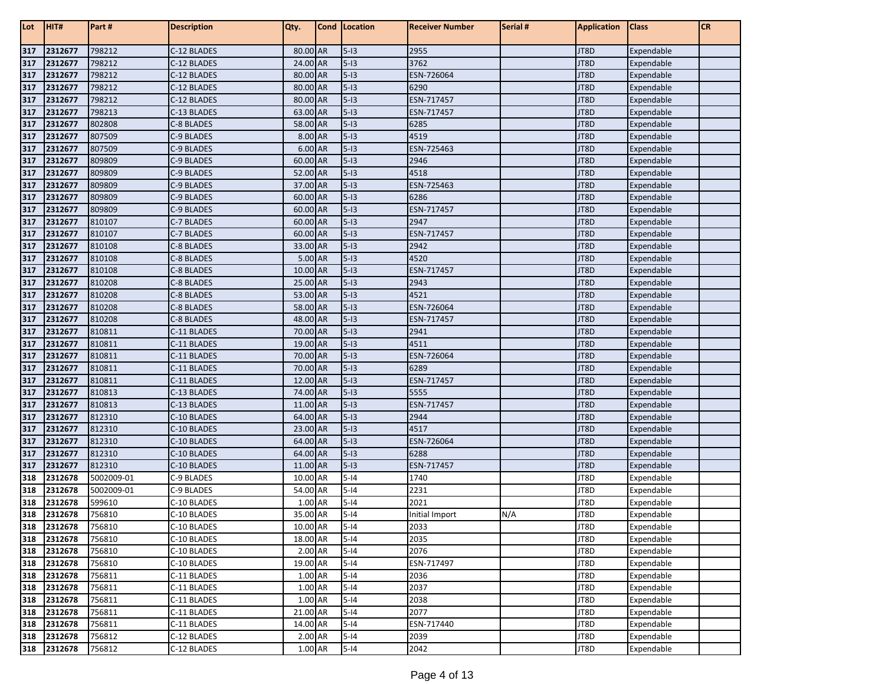| Lot | HIT# | Part # | Description | Qty. | Cond | Location | Receiver Number | Serial # | Application | Class | CR |
|---|---|---|---|---|---|---|---|---|---|---|---|
| 317 | 2312677 | 798212 | C-12 BLADES | 80.00 | AR | 5-I3 | 2955 | | JT8D | Expendable | |
| 317 | 2312677 | 798212 | C-12 BLADES | 24.00 | AR | 5-I3 | 3762 | | JT8D | Expendable | |
| 317 | 2312677 | 798212 | C-12 BLADES | 80.00 | AR | 5-I3 | ESN-726064 | | JT8D | Expendable | |
| 317 | 2312677 | 798212 | C-12 BLADES | 80.00 | AR | 5-I3 | 6290 | | JT8D | Expendable | |
| 317 | 2312677 | 798212 | C-12 BLADES | 80.00 | AR | 5-I3 | ESN-717457 | | JT8D | Expendable | |
| 317 | 2312677 | 798213 | C-13 BLADES | 63.00 | AR | 5-I3 | ESN-717457 | | JT8D | Expendable | |
| 317 | 2312677 | 802808 | C-8 BLADES | 58.00 | AR | 5-I3 | 6285 | | JT8D | Expendable | |
| 317 | 2312677 | 807509 | C-9 BLADES | 8.00 | AR | 5-I3 | 4519 | | JT8D | Expendable | |
| 317 | 2312677 | 807509 | C-9 BLADES | 6.00 | AR | 5-I3 | ESN-725463 | | JT8D | Expendable | |
| 317 | 2312677 | 809809 | C-9 BLADES | 60.00 | AR | 5-I3 | 2946 | | JT8D | Expendable | |
| 317 | 2312677 | 809809 | C-9 BLADES | 52.00 | AR | 5-I3 | 4518 | | JT8D | Expendable | |
| 317 | 2312677 | 809809 | C-9 BLADES | 37.00 | AR | 5-I3 | ESN-725463 | | JT8D | Expendable | |
| 317 | 2312677 | 809809 | C-9 BLADES | 60.00 | AR | 5-I3 | 6286 | | JT8D | Expendable | |
| 317 | 2312677 | 809809 | C-9 BLADES | 60.00 | AR | 5-I3 | ESN-717457 | | JT8D | Expendable | |
| 317 | 2312677 | 810107 | C-7 BLADES | 60.00 | AR | 5-I3 | 2947 | | JT8D | Expendable | |
| 317 | 2312677 | 810107 | C-7 BLADES | 60.00 | AR | 5-I3 | ESN-717457 | | JT8D | Expendable | |
| 317 | 2312677 | 810108 | C-8 BLADES | 33.00 | AR | 5-I3 | 2942 | | JT8D | Expendable | |
| 317 | 2312677 | 810108 | C-8 BLADES | 5.00 | AR | 5-I3 | 4520 | | JT8D | Expendable | |
| 317 | 2312677 | 810108 | C-8 BLADES | 10.00 | AR | 5-I3 | ESN-717457 | | JT8D | Expendable | |
| 317 | 2312677 | 810208 | C-8 BLADES | 25.00 | AR | 5-I3 | 2943 | | JT8D | Expendable | |
| 317 | 2312677 | 810208 | C-8 BLADES | 53.00 | AR | 5-I3 | 4521 | | JT8D | Expendable | |
| 317 | 2312677 | 810208 | C-8 BLADES | 58.00 | AR | 5-I3 | ESN-726064 | | JT8D | Expendable | |
| 317 | 2312677 | 810208 | C-8 BLADES | 48.00 | AR | 5-I3 | ESN-717457 | | JT8D | Expendable | |
| 317 | 2312677 | 810811 | C-11 BLADES | 70.00 | AR | 5-I3 | 2941 | | JT8D | Expendable | |
| 317 | 2312677 | 810811 | C-11 BLADES | 19.00 | AR | 5-I3 | 4511 | | JT8D | Expendable | |
| 317 | 2312677 | 810811 | C-11 BLADES | 70.00 | AR | 5-I3 | ESN-726064 | | JT8D | Expendable | |
| 317 | 2312677 | 810811 | C-11 BLADES | 70.00 | AR | 5-I3 | 6289 | | JT8D | Expendable | |
| 317 | 2312677 | 810811 | C-11 BLADES | 12.00 | AR | 5-I3 | ESN-717457 | | JT8D | Expendable | |
| 317 | 2312677 | 810813 | C-13 BLADES | 74.00 | AR | 5-I3 | 5555 | | JT8D | Expendable | |
| 317 | 2312677 | 810813 | C-13 BLADES | 11.00 | AR | 5-I3 | ESN-717457 | | JT8D | Expendable | |
| 317 | 2312677 | 812310 | C-10 BLADES | 64.00 | AR | 5-I3 | 2944 | | JT8D | Expendable | |
| 317 | 2312677 | 812310 | C-10 BLADES | 23.00 | AR | 5-I3 | 4517 | | JT8D | Expendable | |
| 317 | 2312677 | 812310 | C-10 BLADES | 64.00 | AR | 5-I3 | ESN-726064 | | JT8D | Expendable | |
| 317 | 2312677 | 812310 | C-10 BLADES | 64.00 | AR | 5-I3 | 6288 | | JT8D | Expendable | |
| 317 | 2312677 | 812310 | C-10 BLADES | 11.00 | AR | 5-I3 | ESN-717457 | | JT8D | Expendable | |
| 318 | 2312678 | 5002009-01 | C-9 BLADES | 10.00 | AR | 5-I4 | 1740 | | JT8D | Expendable | |
| 318 | 2312678 | 5002009-01 | C-9 BLADES | 54.00 | AR | 5-I4 | 2231 | | JT8D | Expendable | |
| 318 | 2312678 | 599610 | C-10 BLADES | 1.00 | AR | 5-I4 | 2021 | | JT8D | Expendable | |
| 318 | 2312678 | 756810 | C-10 BLADES | 35.00 | AR | 5-I4 | Initial Import | N/A | JT8D | Expendable | |
| 318 | 2312678 | 756810 | C-10 BLADES | 10.00 | AR | 5-I4 | 2033 | | JT8D | Expendable | |
| 318 | 2312678 | 756810 | C-10 BLADES | 18.00 | AR | 5-I4 | 2035 | | JT8D | Expendable | |
| 318 | 2312678 | 756810 | C-10 BLADES | 2.00 | AR | 5-I4 | 2076 | | JT8D | Expendable | |
| 318 | 2312678 | 756810 | C-10 BLADES | 19.00 | AR | 5-I4 | ESN-717497 | | JT8D | Expendable | |
| 318 | 2312678 | 756811 | C-11 BLADES | 1.00 | AR | 5-I4 | 2036 | | JT8D | Expendable | |
| 318 | 2312678 | 756811 | C-11 BLADES | 1.00 | AR | 5-I4 | 2037 | | JT8D | Expendable | |
| 318 | 2312678 | 756811 | C-11 BLADES | 1.00 | AR | 5-I4 | 2038 | | JT8D | Expendable | |
| 318 | 2312678 | 756811 | C-11 BLADES | 21.00 | AR | 5-I4 | 2077 | | JT8D | Expendable | |
| 318 | 2312678 | 756811 | C-11 BLADES | 14.00 | AR | 5-I4 | ESN-717440 | | JT8D | Expendable | |
| 318 | 2312678 | 756812 | C-12 BLADES | 2.00 | AR | 5-I4 | 2039 | | JT8D | Expendable | |
| 318 | 2312678 | 756812 | C-12 BLADES | 1.00 | AR | 5-I4 | 2042 | | JT8D | Expendable | |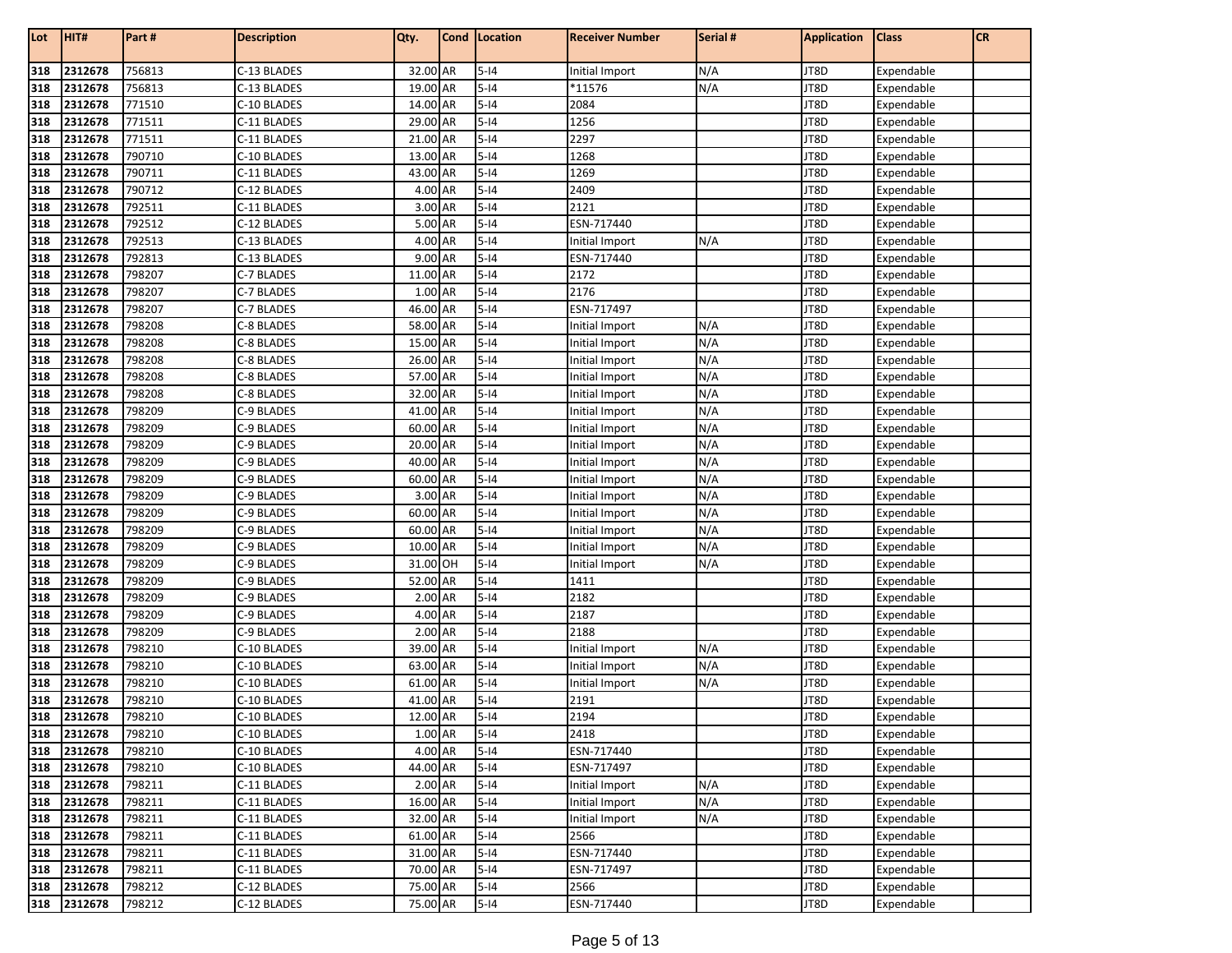| Lot | HIT# | Part # | Description | Qty. | Cond | Location | Receiver Number | Serial # | Application | Class | CR |
|---|---|---|---|---|---|---|---|---|---|---|---|
| 318 | 2312678 | 756813 | C-13 BLADES | 32.00 | AR | 5-I4 | Initial Import | N/A | JT8D | Expendable | |
| 318 | 2312678 | 756813 | C-13 BLADES | 19.00 | AR | 5-I4 | *11576 | N/A | JT8D | Expendable | |
| 318 | 2312678 | 771510 | C-10 BLADES | 14.00 | AR | 5-I4 | 2084 | | JT8D | Expendable | |
| 318 | 2312678 | 771511 | C-11 BLADES | 29.00 | AR | 5-I4 | 1256 | | JT8D | Expendable | |
| 318 | 2312678 | 771511 | C-11 BLADES | 21.00 | AR | 5-I4 | 2297 | | JT8D | Expendable | |
| 318 | 2312678 | 790710 | C-10 BLADES | 13.00 | AR | 5-I4 | 1268 | | JT8D | Expendable | |
| 318 | 2312678 | 790711 | C-11 BLADES | 43.00 | AR | 5-I4 | 1269 | | JT8D | Expendable | |
| 318 | 2312678 | 790712 | C-12 BLADES | 4.00 | AR | 5-I4 | 2409 | | JT8D | Expendable | |
| 318 | 2312678 | 792511 | C-11 BLADES | 3.00 | AR | 5-I4 | 2121 | | JT8D | Expendable | |
| 318 | 2312678 | 792512 | C-12 BLADES | 5.00 | AR | 5-I4 | ESN-717440 | | JT8D | Expendable | |
| 318 | 2312678 | 792513 | C-13 BLADES | 4.00 | AR | 5-I4 | Initial Import | N/A | JT8D | Expendable | |
| 318 | 2312678 | 792813 | C-13 BLADES | 9.00 | AR | 5-I4 | ESN-717440 | | JT8D | Expendable | |
| 318 | 2312678 | 798207 | C-7 BLADES | 11.00 | AR | 5-I4 | 2172 | | JT8D | Expendable | |
| 318 | 2312678 | 798207 | C-7 BLADES | 1.00 | AR | 5-I4 | 2176 | | JT8D | Expendable | |
| 318 | 2312678 | 798207 | C-7 BLADES | 46.00 | AR | 5-I4 | ESN-717497 | | JT8D | Expendable | |
| 318 | 2312678 | 798208 | C-8 BLADES | 58.00 | AR | 5-I4 | Initial Import | N/A | JT8D | Expendable | |
| 318 | 2312678 | 798208 | C-8 BLADES | 15.00 | AR | 5-I4 | Initial Import | N/A | JT8D | Expendable | |
| 318 | 2312678 | 798208 | C-8 BLADES | 26.00 | AR | 5-I4 | Initial Import | N/A | JT8D | Expendable | |
| 318 | 2312678 | 798208 | C-8 BLADES | 57.00 | AR | 5-I4 | Initial Import | N/A | JT8D | Expendable | |
| 318 | 2312678 | 798208 | C-8 BLADES | 32.00 | AR | 5-I4 | Initial Import | N/A | JT8D | Expendable | |
| 318 | 2312678 | 798209 | C-9 BLADES | 41.00 | AR | 5-I4 | Initial Import | N/A | JT8D | Expendable | |
| 318 | 2312678 | 798209 | C-9 BLADES | 60.00 | AR | 5-I4 | Initial Import | N/A | JT8D | Expendable | |
| 318 | 2312678 | 798209 | C-9 BLADES | 20.00 | AR | 5-I4 | Initial Import | N/A | JT8D | Expendable | |
| 318 | 2312678 | 798209 | C-9 BLADES | 40.00 | AR | 5-I4 | Initial Import | N/A | JT8D | Expendable | |
| 318 | 2312678 | 798209 | C-9 BLADES | 60.00 | AR | 5-I4 | Initial Import | N/A | JT8D | Expendable | |
| 318 | 2312678 | 798209 | C-9 BLADES | 3.00 | AR | 5-I4 | Initial Import | N/A | JT8D | Expendable | |
| 318 | 2312678 | 798209 | C-9 BLADES | 60.00 | AR | 5-I4 | Initial Import | N/A | JT8D | Expendable | |
| 318 | 2312678 | 798209 | C-9 BLADES | 60.00 | AR | 5-I4 | Initial Import | N/A | JT8D | Expendable | |
| 318 | 2312678 | 798209 | C-9 BLADES | 10.00 | AR | 5-I4 | Initial Import | N/A | JT8D | Expendable | |
| 318 | 2312678 | 798209 | C-9 BLADES | 31.00 | OH | 5-I4 | Initial Import | N/A | JT8D | Expendable | |
| 318 | 2312678 | 798209 | C-9 BLADES | 52.00 | AR | 5-I4 | 1411 | | JT8D | Expendable | |
| 318 | 2312678 | 798209 | C-9 BLADES | 2.00 | AR | 5-I4 | 2182 | | JT8D | Expendable | |
| 318 | 2312678 | 798209 | C-9 BLADES | 4.00 | AR | 5-I4 | 2187 | | JT8D | Expendable | |
| 318 | 2312678 | 798209 | C-9 BLADES | 2.00 | AR | 5-I4 | 2188 | | JT8D | Expendable | |
| 318 | 2312678 | 798210 | C-10 BLADES | 39.00 | AR | 5-I4 | Initial Import | N/A | JT8D | Expendable | |
| 318 | 2312678 | 798210 | C-10 BLADES | 63.00 | AR | 5-I4 | Initial Import | N/A | JT8D | Expendable | |
| 318 | 2312678 | 798210 | C-10 BLADES | 61.00 | AR | 5-I4 | Initial Import | N/A | JT8D | Expendable | |
| 318 | 2312678 | 798210 | C-10 BLADES | 41.00 | AR | 5-I4 | 2191 | | JT8D | Expendable | |
| 318 | 2312678 | 798210 | C-10 BLADES | 12.00 | AR | 5-I4 | 2194 | | JT8D | Expendable | |
| 318 | 2312678 | 798210 | C-10 BLADES | 1.00 | AR | 5-I4 | 2418 | | JT8D | Expendable | |
| 318 | 2312678 | 798210 | C-10 BLADES | 4.00 | AR | 5-I4 | ESN-717440 | | JT8D | Expendable | |
| 318 | 2312678 | 798210 | C-10 BLADES | 44.00 | AR | 5-I4 | ESN-717497 | | JT8D | Expendable | |
| 318 | 2312678 | 798211 | C-11 BLADES | 2.00 | AR | 5-I4 | Initial Import | N/A | JT8D | Expendable | |
| 318 | 2312678 | 798211 | C-11 BLADES | 16.00 | AR | 5-I4 | Initial Import | N/A | JT8D | Expendable | |
| 318 | 2312678 | 798211 | C-11 BLADES | 32.00 | AR | 5-I4 | Initial Import | N/A | JT8D | Expendable | |
| 318 | 2312678 | 798211 | C-11 BLADES | 61.00 | AR | 5-I4 | 2566 | | JT8D | Expendable | |
| 318 | 2312678 | 798211 | C-11 BLADES | 31.00 | AR | 5-I4 | ESN-717440 | | JT8D | Expendable | |
| 318 | 2312678 | 798211 | C-11 BLADES | 70.00 | AR | 5-I4 | ESN-717497 | | JT8D | Expendable | |
| 318 | 2312678 | 798212 | C-12 BLADES | 75.00 | AR | 5-I4 | 2566 | | JT8D | Expendable | |
| 318 | 2312678 | 798212 | C-12 BLADES | 75.00 | AR | 5-I4 | ESN-717440 | | JT8D | Expendable | |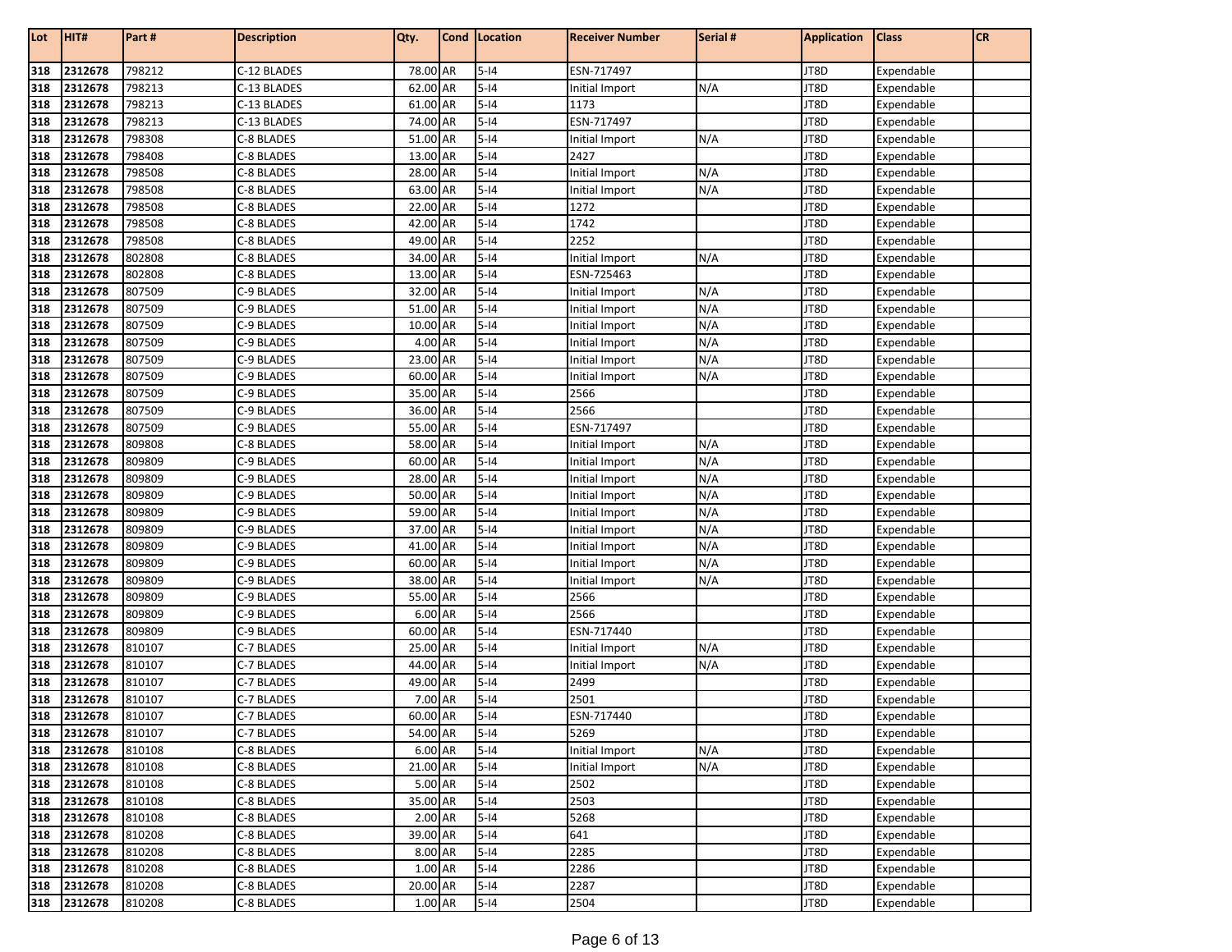| Lot | HIT# | Part # | Description | Qty. | Cond | Location | Receiver Number | Serial # | Application | Class | CR |
|---|---|---|---|---|---|---|---|---|---|---|---|
| 318 | 2312678 | 798212 | C-12 BLADES | 78.00 | AR | 5-I4 | ESN-717497 | | JT8D | Expendable | |
| 318 | 2312678 | 798213 | C-13 BLADES | 62.00 | AR | 5-I4 | Initial Import | N/A | JT8D | Expendable | |
| 318 | 2312678 | 798213 | C-13 BLADES | 61.00 | AR | 5-I4 | 1173 | | JT8D | Expendable | |
| 318 | 2312678 | 798213 | C-13 BLADES | 74.00 | AR | 5-I4 | ESN-717497 | | JT8D | Expendable | |
| 318 | 2312678 | 798308 | C-8 BLADES | 51.00 | AR | 5-I4 | Initial Import | N/A | JT8D | Expendable | |
| 318 | 2312678 | 798408 | C-8 BLADES | 13.00 | AR | 5-I4 | 2427 | | JT8D | Expendable | |
| 318 | 2312678 | 798508 | C-8 BLADES | 28.00 | AR | 5-I4 | Initial Import | N/A | JT8D | Expendable | |
| 318 | 2312678 | 798508 | C-8 BLADES | 63.00 | AR | 5-I4 | Initial Import | N/A | JT8D | Expendable | |
| 318 | 2312678 | 798508 | C-8 BLADES | 22.00 | AR | 5-I4 | 1272 | | JT8D | Expendable | |
| 318 | 2312678 | 798508 | C-8 BLADES | 42.00 | AR | 5-I4 | 1742 | | JT8D | Expendable | |
| 318 | 2312678 | 798508 | C-8 BLADES | 49.00 | AR | 5-I4 | 2252 | | JT8D | Expendable | |
| 318 | 2312678 | 802808 | C-8 BLADES | 34.00 | AR | 5-I4 | Initial Import | N/A | JT8D | Expendable | |
| 318 | 2312678 | 802808 | C-8 BLADES | 13.00 | AR | 5-I4 | ESN-725463 | | JT8D | Expendable | |
| 318 | 2312678 | 807509 | C-9 BLADES | 32.00 | AR | 5-I4 | Initial Import | N/A | JT8D | Expendable | |
| 318 | 2312678 | 807509 | C-9 BLADES | 51.00 | AR | 5-I4 | Initial Import | N/A | JT8D | Expendable | |
| 318 | 2312678 | 807509 | C-9 BLADES | 10.00 | AR | 5-I4 | Initial Import | N/A | JT8D | Expendable | |
| 318 | 2312678 | 807509 | C-9 BLADES | 4.00 | AR | 5-I4 | Initial Import | N/A | JT8D | Expendable | |
| 318 | 2312678 | 807509 | C-9 BLADES | 23.00 | AR | 5-I4 | Initial Import | N/A | JT8D | Expendable | |
| 318 | 2312678 | 807509 | C-9 BLADES | 60.00 | AR | 5-I4 | Initial Import | N/A | JT8D | Expendable | |
| 318 | 2312678 | 807509 | C-9 BLADES | 35.00 | AR | 5-I4 | 2566 | | JT8D | Expendable | |
| 318 | 2312678 | 807509 | C-9 BLADES | 36.00 | AR | 5-I4 | 2566 | | JT8D | Expendable | |
| 318 | 2312678 | 807509 | C-9 BLADES | 55.00 | AR | 5-I4 | ESN-717497 | | JT8D | Expendable | |
| 318 | 2312678 | 809808 | C-8 BLADES | 58.00 | AR | 5-I4 | Initial Import | N/A | JT8D | Expendable | |
| 318 | 2312678 | 809809 | C-9 BLADES | 60.00 | AR | 5-I4 | Initial Import | N/A | JT8D | Expendable | |
| 318 | 2312678 | 809809 | C-9 BLADES | 28.00 | AR | 5-I4 | Initial Import | N/A | JT8D | Expendable | |
| 318 | 2312678 | 809809 | C-9 BLADES | 50.00 | AR | 5-I4 | Initial Import | N/A | JT8D | Expendable | |
| 318 | 2312678 | 809809 | C-9 BLADES | 59.00 | AR | 5-I4 | Initial Import | N/A | JT8D | Expendable | |
| 318 | 2312678 | 809809 | C-9 BLADES | 37.00 | AR | 5-I4 | Initial Import | N/A | JT8D | Expendable | |
| 318 | 2312678 | 809809 | C-9 BLADES | 41.00 | AR | 5-I4 | Initial Import | N/A | JT8D | Expendable | |
| 318 | 2312678 | 809809 | C-9 BLADES | 60.00 | AR | 5-I4 | Initial Import | N/A | JT8D | Expendable | |
| 318 | 2312678 | 809809 | C-9 BLADES | 38.00 | AR | 5-I4 | Initial Import | N/A | JT8D | Expendable | |
| 318 | 2312678 | 809809 | C-9 BLADES | 55.00 | AR | 5-I4 | 2566 | | JT8D | Expendable | |
| 318 | 2312678 | 809809 | C-9 BLADES | 6.00 | AR | 5-I4 | 2566 | | JT8D | Expendable | |
| 318 | 2312678 | 809809 | C-9 BLADES | 60.00 | AR | 5-I4 | ESN-717440 | | JT8D | Expendable | |
| 318 | 2312678 | 810107 | C-7 BLADES | 25.00 | AR | 5-I4 | Initial Import | N/A | JT8D | Expendable | |
| 318 | 2312678 | 810107 | C-7 BLADES | 44.00 | AR | 5-I4 | Initial Import | N/A | JT8D | Expendable | |
| 318 | 2312678 | 810107 | C-7 BLADES | 49.00 | AR | 5-I4 | 2499 | | JT8D | Expendable | |
| 318 | 2312678 | 810107 | C-7 BLADES | 7.00 | AR | 5-I4 | 2501 | | JT8D | Expendable | |
| 318 | 2312678 | 810107 | C-7 BLADES | 60.00 | AR | 5-I4 | ESN-717440 | | JT8D | Expendable | |
| 318 | 2312678 | 810107 | C-7 BLADES | 54.00 | AR | 5-I4 | 5269 | | JT8D | Expendable | |
| 318 | 2312678 | 810108 | C-8 BLADES | 6.00 | AR | 5-I4 | Initial Import | N/A | JT8D | Expendable | |
| 318 | 2312678 | 810108 | C-8 BLADES | 21.00 | AR | 5-I4 | Initial Import | N/A | JT8D | Expendable | |
| 318 | 2312678 | 810108 | C-8 BLADES | 5.00 | AR | 5-I4 | 2502 | | JT8D | Expendable | |
| 318 | 2312678 | 810108 | C-8 BLADES | 35.00 | AR | 5-I4 | 2503 | | JT8D | Expendable | |
| 318 | 2312678 | 810108 | C-8 BLADES | 2.00 | AR | 5-I4 | 5268 | | JT8D | Expendable | |
| 318 | 2312678 | 810208 | C-8 BLADES | 39.00 | AR | 5-I4 | 641 | | JT8D | Expendable | |
| 318 | 2312678 | 810208 | C-8 BLADES | 8.00 | AR | 5-I4 | 2285 | | JT8D | Expendable | |
| 318 | 2312678 | 810208 | C-8 BLADES | 1.00 | AR | 5-I4 | 2286 | | JT8D | Expendable | |
| 318 | 2312678 | 810208 | C-8 BLADES | 20.00 | AR | 5-I4 | 2287 | | JT8D | Expendable | |
| 318 | 2312678 | 810208 | C-8 BLADES | 1.00 | AR | 5-I4 | 2504 | | JT8D | Expendable | |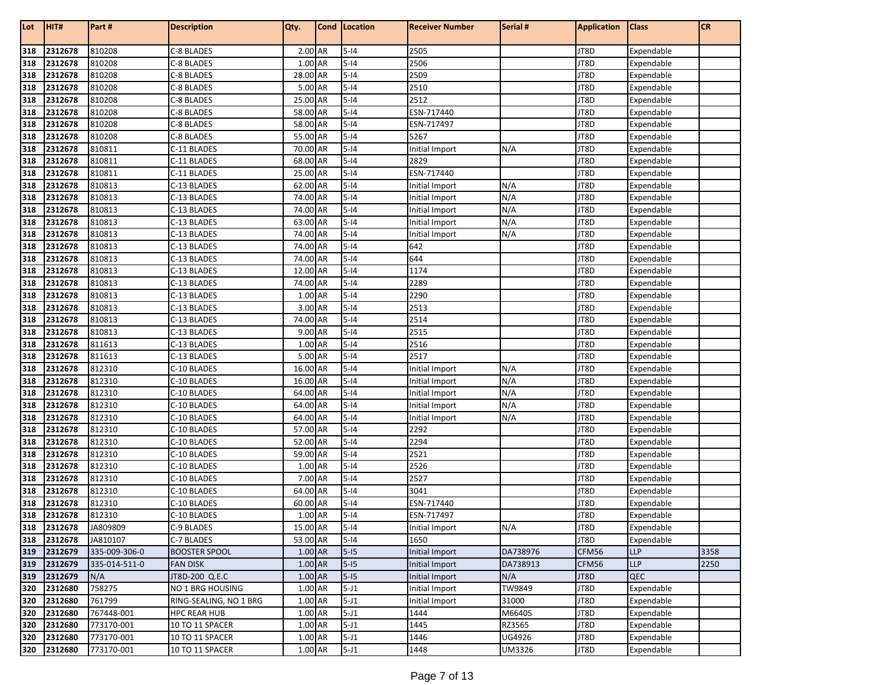| Lot | HIT# | Part # | Description | Qty. | Cond | Location | Receiver Number | Serial # | Application | Class | CR |
|---|---|---|---|---|---|---|---|---|---|---|---|
| 318 | 2312678 | 810208 | C-8 BLADES | 2.00 | AR | 5-I4 | 2505 | | JT8D | Expendable | |
| 318 | 2312678 | 810208 | C-8 BLADES | 1.00 | AR | 5-I4 | 2506 | | JT8D | Expendable | |
| 318 | 2312678 | 810208 | C-8 BLADES | 28.00 | AR | 5-I4 | 2509 | | JT8D | Expendable | |
| 318 | 2312678 | 810208 | C-8 BLADES | 5.00 | AR | 5-I4 | 2510 | | JT8D | Expendable | |
| 318 | 2312678 | 810208 | C-8 BLADES | 25.00 | AR | 5-I4 | 2512 | | JT8D | Expendable | |
| 318 | 2312678 | 810208 | C-8 BLADES | 58.00 | AR | 5-I4 | ESN-717440 | | JT8D | Expendable | |
| 318 | 2312678 | 810208 | C-8 BLADES | 58.00 | AR | 5-I4 | ESN-717497 | | JT8D | Expendable | |
| 318 | 2312678 | 810208 | C-8 BLADES | 55.00 | AR | 5-I4 | 5267 | | JT8D | Expendable | |
| 318 | 2312678 | 810811 | C-11 BLADES | 70.00 | AR | 5-I4 | Initial Import | N/A | JT8D | Expendable | |
| 318 | 2312678 | 810811 | C-11 BLADES | 68.00 | AR | 5-I4 | 2829 | | JT8D | Expendable | |
| 318 | 2312678 | 810811 | C-11 BLADES | 25.00 | AR | 5-I4 | ESN-717440 | | JT8D | Expendable | |
| 318 | 2312678 | 810813 | C-13 BLADES | 62.00 | AR | 5-I4 | Initial Import | N/A | JT8D | Expendable | |
| 318 | 2312678 | 810813 | C-13 BLADES | 74.00 | AR | 5-I4 | Initial Import | N/A | JT8D | Expendable | |
| 318 | 2312678 | 810813 | C-13 BLADES | 74.00 | AR | 5-I4 | Initial Import | N/A | JT8D | Expendable | |
| 318 | 2312678 | 810813 | C-13 BLADES | 63.00 | AR | 5-I4 | Initial Import | N/A | JT8D | Expendable | |
| 318 | 2312678 | 810813 | C-13 BLADES | 74.00 | AR | 5-I4 | Initial Import | N/A | JT8D | Expendable | |
| 318 | 2312678 | 810813 | C-13 BLADES | 74.00 | AR | 5-I4 | 642 | | JT8D | Expendable | |
| 318 | 2312678 | 810813 | C-13 BLADES | 74.00 | AR | 5-I4 | 644 | | JT8D | Expendable | |
| 318 | 2312678 | 810813 | C-13 BLADES | 12.00 | AR | 5-I4 | 1174 | | JT8D | Expendable | |
| 318 | 2312678 | 810813 | C-13 BLADES | 74.00 | AR | 5-I4 | 2289 | | JT8D | Expendable | |
| 318 | 2312678 | 810813 | C-13 BLADES | 1.00 | AR | 5-I4 | 2290 | | JT8D | Expendable | |
| 318 | 2312678 | 810813 | C-13 BLADES | 3.00 | AR | 5-I4 | 2513 | | JT8D | Expendable | |
| 318 | 2312678 | 810813 | C-13 BLADES | 74.00 | AR | 5-I4 | 2514 | | JT8D | Expendable | |
| 318 | 2312678 | 810813 | C-13 BLADES | 9.00 | AR | 5-I4 | 2515 | | JT8D | Expendable | |
| 318 | 2312678 | 811613 | C-13 BLADES | 1.00 | AR | 5-I4 | 2516 | | JT8D | Expendable | |
| 318 | 2312678 | 811613 | C-13 BLADES | 5.00 | AR | 5-I4 | 2517 | | JT8D | Expendable | |
| 318 | 2312678 | 812310 | C-10 BLADES | 16.00 | AR | 5-I4 | Initial Import | N/A | JT8D | Expendable | |
| 318 | 2312678 | 812310 | C-10 BLADES | 16.00 | AR | 5-I4 | Initial Import | N/A | JT8D | Expendable | |
| 318 | 2312678 | 812310 | C-10 BLADES | 64.00 | AR | 5-I4 | Initial Import | N/A | JT8D | Expendable | |
| 318 | 2312678 | 812310 | C-10 BLADES | 64.00 | AR | 5-I4 | Initial Import | N/A | JT8D | Expendable | |
| 318 | 2312678 | 812310 | C-10 BLADES | 64.00 | AR | 5-I4 | Initial Import | N/A | JT8D | Expendable | |
| 318 | 2312678 | 812310 | C-10 BLADES | 57.00 | AR | 5-I4 | 2292 | | JT8D | Expendable | |
| 318 | 2312678 | 812310 | C-10 BLADES | 52.00 | AR | 5-I4 | 2294 | | JT8D | Expendable | |
| 318 | 2312678 | 812310 | C-10 BLADES | 59.00 | AR | 5-I4 | 2521 | | JT8D | Expendable | |
| 318 | 2312678 | 812310 | C-10 BLADES | 1.00 | AR | 5-I4 | 2526 | | JT8D | Expendable | |
| 318 | 2312678 | 812310 | C-10 BLADES | 7.00 | AR | 5-I4 | 2527 | | JT8D | Expendable | |
| 318 | 2312678 | 812310 | C-10 BLADES | 64.00 | AR | 5-I4 | 3041 | | JT8D | Expendable | |
| 318 | 2312678 | 812310 | C-10 BLADES | 60.00 | AR | 5-I4 | ESN-717440 | | JT8D | Expendable | |
| 318 | 2312678 | 812310 | C-10 BLADES | 1.00 | AR | 5-I4 | ESN-717497 | | JT8D | Expendable | |
| 318 | 2312678 | JA809809 | C-9 BLADES | 15.00 | AR | 5-I4 | Initial Import | N/A | JT8D | Expendable | |
| 318 | 2312678 | JA810107 | C-7 BLADES | 53.00 | AR | 5-I4 | 1650 | | JT8D | Expendable | |
| 319 | 2312679 | 335-009-306-0 | BOOSTER SPOOL | 1.00 | AR | 5-I5 | Initial Import | DA738976 | CFM56 | LLP | 3358 |
| 319 | 2312679 | 335-014-511-0 | FAN DISK | 1.00 | AR | 5-I5 | Initial Import | DA738913 | CFM56 | LLP | 2250 |
| 319 | 2312679 | N/A | JT8D-200 Q.E.C | 1.00 | AR | 5-I5 | Initial Import | N/A | JT8D | QEC | |
| 320 | 2312680 | 758275 | NO 1 BRG HOUSING | 1.00 | AR | 5-J1 | Initial Import | TW9849 | JT8D | Expendable | |
| 320 | 2312680 | 761799 | RING-SEALING, NO 1 BRG | 1.00 | AR | 5-J1 | Initial Import | 31000 | JT8D | Expendable | |
| 320 | 2312680 | 767448-001 | HPC REAR HUB | 1.00 | AR | 5-J1 | 1444 | M66405 | JT8D | Expendable | |
| 320 | 2312680 | 773170-001 | 10 TO 11 SPACER | 1.00 | AR | 5-J1 | 1445 | RZ3565 | JT8D | Expendable | |
| 320 | 2312680 | 773170-001 | 10 TO 11 SPACER | 1.00 | AR | 5-J1 | 1446 | UG4926 | JT8D | Expendable | |
| 320 | 2312680 | 773170-001 | 10 TO 11 SPACER | 1.00 | AR | 5-J1 | 1448 | UM3326 | JT8D | Expendable | |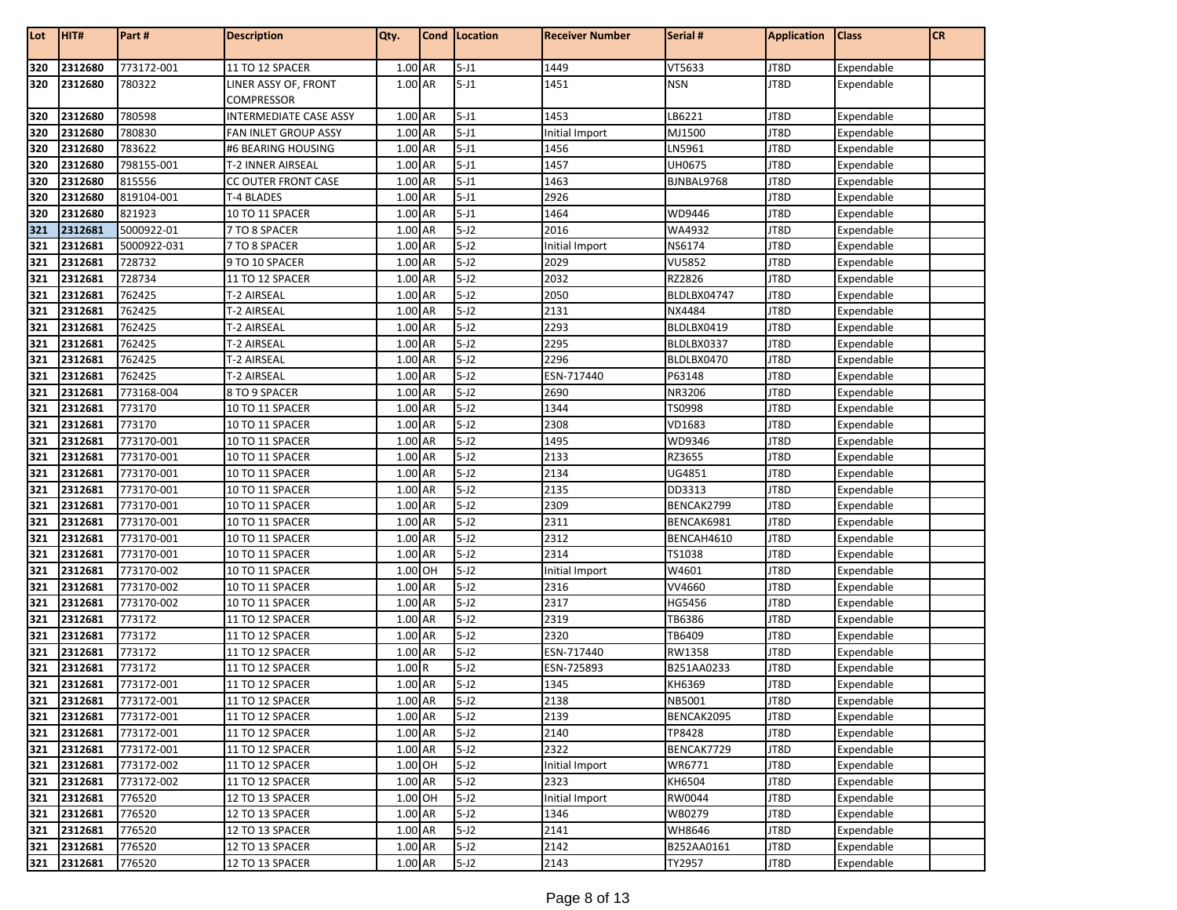| Lot | HIT# | Part # | Description | Qty. | Cond | Location | Receiver Number | Serial # | Application | Class | CR |
|---|---|---|---|---|---|---|---|---|---|---|---|
| 320 | 2312680 | 773172-001 | 11 TO 12 SPACER | 1.00 | AR | 5-J1 | 1449 | VT5633 | JT8D | Expendable | |
| 320 | 2312680 | 780322 | LINER ASSY OF, FRONT COMPRESSOR | 1.00 | AR | 5-J1 | 1451 | NSN | JT8D | Expendable | |
| 320 | 2312680 | 780598 | INTERMEDIATE CASE ASSY | 1.00 | AR | 5-J1 | 1453 | LB6221 | JT8D | Expendable | |
| 320 | 2312680 | 780830 | FAN INLET GROUP ASSY | 1.00 | AR | 5-J1 | Initial Import | MJ1500 | JT8D | Expendable | |
| 320 | 2312680 | 783622 | #6 BEARING HOUSING | 1.00 | AR | 5-J1 | 1456 | LN5961 | JT8D | Expendable | |
| 320 | 2312680 | 798155-001 | T-2 INNER AIRSEAL | 1.00 | AR | 5-J1 | 1457 | UH0675 | JT8D | Expendable | |
| 320 | 2312680 | 815556 | CC OUTER FRONT CASE | 1.00 | AR | 5-J1 | 1463 | BJNBAL9768 | JT8D | Expendable | |
| 320 | 2312680 | 819104-001 | T-4 BLADES | 1.00 | AR | 5-J1 | 2926 | | JT8D | Expendable | |
| 320 | 2312680 | 821923 | 10 TO 11 SPACER | 1.00 | AR | 5-J1 | 1464 | WD9446 | JT8D | Expendable | |
| 321 | 2312681 | 5000922-01 | 7 TO 8 SPACER | 1.00 | AR | 5-J2 | 2016 | WA4932 | JT8D | Expendable | |
| 321 | 2312681 | 5000922-031 | 7 TO 8 SPACER | 1.00 | AR | 5-J2 | Initial Import | NS6174 | JT8D | Expendable | |
| 321 | 2312681 | 728732 | 9 TO 10 SPACER | 1.00 | AR | 5-J2 | 2029 | VU5852 | JT8D | Expendable | |
| 321 | 2312681 | 728734 | 11 TO 12 SPACER | 1.00 | AR | 5-J2 | 2032 | RZ2826 | JT8D | Expendable | |
| 321 | 2312681 | 762425 | T-2 AIRSEAL | 1.00 | AR | 5-J2 | 2050 | BLDLBX04747 | JT8D | Expendable | |
| 321 | 2312681 | 762425 | T-2 AIRSEAL | 1.00 | AR | 5-J2 | 2131 | NX4484 | JT8D | Expendable | |
| 321 | 2312681 | 762425 | T-2 AIRSEAL | 1.00 | AR | 5-J2 | 2293 | BLDLBX0419 | JT8D | Expendable | |
| 321 | 2312681 | 762425 | T-2 AIRSEAL | 1.00 | AR | 5-J2 | 2295 | BLDLBX0337 | JT8D | Expendable | |
| 321 | 2312681 | 762425 | T-2 AIRSEAL | 1.00 | AR | 5-J2 | 2296 | BLDLBX0470 | JT8D | Expendable | |
| 321 | 2312681 | 762425 | T-2 AIRSEAL | 1.00 | AR | 5-J2 | ESN-717440 | P63148 | JT8D | Expendable | |
| 321 | 2312681 | 773168-004 | 8 TO 9 SPACER | 1.00 | AR | 5-J2 | 2690 | NR3206 | JT8D | Expendable | |
| 321 | 2312681 | 773170 | 10 TO 11 SPACER | 1.00 | AR | 5-J2 | 1344 | TS0998 | JT8D | Expendable | |
| 321 | 2312681 | 773170 | 10 TO 11 SPACER | 1.00 | AR | 5-J2 | 2308 | VD1683 | JT8D | Expendable | |
| 321 | 2312681 | 773170-001 | 10 TO 11 SPACER | 1.00 | AR | 5-J2 | 1495 | WD9346 | JT8D | Expendable | |
| 321 | 2312681 | 773170-001 | 10 TO 11 SPACER | 1.00 | AR | 5-J2 | 2133 | RZ3655 | JT8D | Expendable | |
| 321 | 2312681 | 773170-001 | 10 TO 11 SPACER | 1.00 | AR | 5-J2 | 2134 | UG4851 | JT8D | Expendable | |
| 321 | 2312681 | 773170-001 | 10 TO 11 SPACER | 1.00 | AR | 5-J2 | 2135 | DD3313 | JT8D | Expendable | |
| 321 | 2312681 | 773170-001 | 10 TO 11 SPACER | 1.00 | AR | 5-J2 | 2309 | BENCAK2799 | JT8D | Expendable | |
| 321 | 2312681 | 773170-001 | 10 TO 11 SPACER | 1.00 | AR | 5-J2 | 2311 | BENCAK6981 | JT8D | Expendable | |
| 321 | 2312681 | 773170-001 | 10 TO 11 SPACER | 1.00 | AR | 5-J2 | 2312 | BENCAH4610 | JT8D | Expendable | |
| 321 | 2312681 | 773170-001 | 10 TO 11 SPACER | 1.00 | AR | 5-J2 | 2314 | TS1038 | JT8D | Expendable | |
| 321 | 2312681 | 773170-002 | 10 TO 11 SPACER | 1.00 | OH | 5-J2 | Initial Import | W4601 | JT8D | Expendable | |
| 321 | 2312681 | 773170-002 | 10 TO 11 SPACER | 1.00 | AR | 5-J2 | 2316 | VV4660 | JT8D | Expendable | |
| 321 | 2312681 | 773170-002 | 10 TO 11 SPACER | 1.00 | AR | 5-J2 | 2317 | HG5456 | JT8D | Expendable | |
| 321 | 2312681 | 773172 | 11 TO 12 SPACER | 1.00 | AR | 5-J2 | 2319 | TB6386 | JT8D | Expendable | |
| 321 | 2312681 | 773172 | 11 TO 12 SPACER | 1.00 | AR | 5-J2 | 2320 | TB6409 | JT8D | Expendable | |
| 321 | 2312681 | 773172 | 11 TO 12 SPACER | 1.00 | AR | 5-J2 | ESN-717440 | RW1358 | JT8D | Expendable | |
| 321 | 2312681 | 773172 | 11 TO 12 SPACER | 1.00 | R | 5-J2 | ESN-725893 | B251AA0233 | JT8D | Expendable | |
| 321 | 2312681 | 773172-001 | 11 TO 12 SPACER | 1.00 | AR | 5-J2 | 1345 | KH6369 | JT8D | Expendable | |
| 321 | 2312681 | 773172-001 | 11 TO 12 SPACER | 1.00 | AR | 5-J2 | 2138 | NB5001 | JT8D | Expendable | |
| 321 | 2312681 | 773172-001 | 11 TO 12 SPACER | 1.00 | AR | 5-J2 | 2139 | BENCAK2095 | JT8D | Expendable | |
| 321 | 2312681 | 773172-001 | 11 TO 12 SPACER | 1.00 | AR | 5-J2 | 2140 | TP8428 | JT8D | Expendable | |
| 321 | 2312681 | 773172-001 | 11 TO 12 SPACER | 1.00 | AR | 5-J2 | 2322 | BENCAK7729 | JT8D | Expendable | |
| 321 | 2312681 | 773172-002 | 11 TO 12 SPACER | 1.00 | OH | 5-J2 | Initial Import | WR6771 | JT8D | Expendable | |
| 321 | 2312681 | 773172-002 | 11 TO 12 SPACER | 1.00 | AR | 5-J2 | 2323 | KH6504 | JT8D | Expendable | |
| 321 | 2312681 | 776520 | 12 TO 13 SPACER | 1.00 | OH | 5-J2 | Initial Import | RW0044 | JT8D | Expendable | |
| 321 | 2312681 | 776520 | 12 TO 13 SPACER | 1.00 | AR | 5-J2 | 1346 | WB0279 | JT8D | Expendable | |
| 321 | 2312681 | 776520 | 12 TO 13 SPACER | 1.00 | AR | 5-J2 | 2141 | WH8646 | JT8D | Expendable | |
| 321 | 2312681 | 776520 | 12 TO 13 SPACER | 1.00 | AR | 5-J2 | 2142 | B252AA0161 | JT8D | Expendable | |
| 321 | 2312681 | 776520 | 12 TO 13 SPACER | 1.00 | AR | 5-J2 | 2143 | TY2957 | JT8D | Expendable | |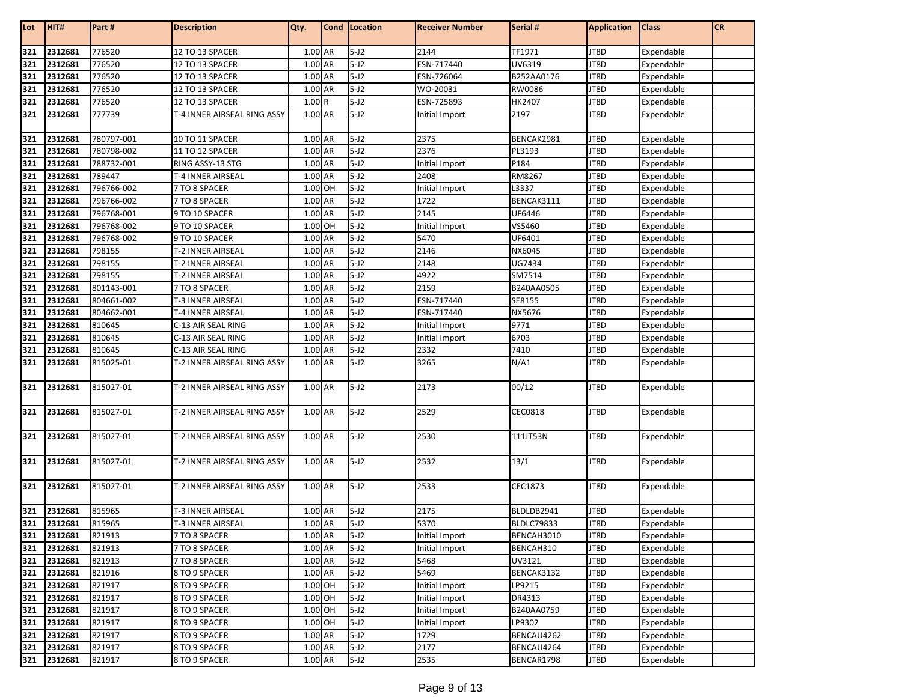| Lot | HIT# | Part # | Description | Qty. | Cond | Location | Receiver Number | Serial # | Application | Class | CR |
|---|---|---|---|---|---|---|---|---|---|---|---|
| 321 | 2312681 | 776520 | 12 TO 13 SPACER | 1.00 | AR | 5-J2 | 2144 | TF1971 | JT8D | Expendable | |
| 321 | 2312681 | 776520 | 12 TO 13 SPACER | 1.00 | AR | 5-J2 | ESN-717440 | UV6319 | JT8D | Expendable | |
| 321 | 2312681 | 776520 | 12 TO 13 SPACER | 1.00 | AR | 5-J2 | ESN-726064 | B252AA0176 | JT8D | Expendable | |
| 321 | 2312681 | 776520 | 12 TO 13 SPACER | 1.00 | AR | 5-J2 | WO-20031 | RW0086 | JT8D | Expendable | |
| 321 | 2312681 | 776520 | 12 TO 13 SPACER | 1.00 | R | 5-J2 | ESN-725893 | HK2407 | JT8D | Expendable | |
| 321 | 2312681 | 777739 | T-4 INNER AIRSEAL RING ASSY | 1.00 | AR | 5-J2 | Initial Import | 2197 | JT8D | Expendable | |
| 321 | 2312681 | 780797-001 | 10 TO 11 SPACER | 1.00 | AR | 5-J2 | 2375 | BENCAK2981 | JT8D | Expendable | |
| 321 | 2312681 | 780798-002 | 11 TO 12 SPACER | 1.00 | AR | 5-J2 | 2376 | PL3193 | JT8D | Expendable | |
| 321 | 2312681 | 788732-001 | RING ASSY-13 STG | 1.00 | AR | 5-J2 | Initial Import | P184 | JT8D | Expendable | |
| 321 | 2312681 | 789447 | T-4 INNER AIRSEAL | 1.00 | AR | 5-J2 | 2408 | RM8267 | JT8D | Expendable | |
| 321 | 2312681 | 796766-002 | 7 TO 8 SPACER | 1.00 | OH | 5-J2 | Initial Import | L3337 | JT8D | Expendable | |
| 321 | 2312681 | 796766-002 | 7 TO 8 SPACER | 1.00 | AR | 5-J2 | 1722 | BENCAK3111 | JT8D | Expendable | |
| 321 | 2312681 | 796768-001 | 9 TO 10 SPACER | 1.00 | AR | 5-J2 | 2145 | UF6446 | JT8D | Expendable | |
| 321 | 2312681 | 796768-002 | 9 TO 10 SPACER | 1.00 | OH | 5-J2 | Initial Import | VS5460 | JT8D | Expendable | |
| 321 | 2312681 | 796768-002 | 9 TO 10 SPACER | 1.00 | AR | 5-J2 | 5470 | UF6401 | JT8D | Expendable | |
| 321 | 2312681 | 798155 | T-2 INNER AIRSEAL | 1.00 | AR | 5-J2 | 2146 | NX6045 | JT8D | Expendable | |
| 321 | 2312681 | 798155 | T-2 INNER AIRSEAL | 1.00 | AR | 5-J2 | 2148 | UG7434 | JT8D | Expendable | |
| 321 | 2312681 | 798155 | T-2 INNER AIRSEAL | 1.00 | AR | 5-J2 | 4922 | SM7514 | JT8D | Expendable | |
| 321 | 2312681 | 801143-001 | 7 TO 8 SPACER | 1.00 | AR | 5-J2 | 2159 | B240AA0505 | JT8D | Expendable | |
| 321 | 2312681 | 804661-002 | T-3 INNER AIRSEAL | 1.00 | AR | 5-J2 | ESN-717440 | SE8155 | JT8D | Expendable | |
| 321 | 2312681 | 804662-001 | T-4 INNER AIRSEAL | 1.00 | AR | 5-J2 | ESN-717440 | NX5676 | JT8D | Expendable | |
| 321 | 2312681 | 810645 | C-13 AIR SEAL RING | 1.00 | AR | 5-J2 | Initial Import | 9771 | JT8D | Expendable | |
| 321 | 2312681 | 810645 | C-13 AIR SEAL RING | 1.00 | AR | 5-J2 | Initial Import | 6703 | JT8D | Expendable | |
| 321 | 2312681 | 810645 | C-13 AIR SEAL RING | 1.00 | AR | 5-J2 | 2332 | 7410 | JT8D | Expendable | |
| 321 | 2312681 | 815025-01 | T-2 INNER AIRSEAL RING ASSY | 1.00 | AR | 5-J2 | 3265 | N/A1 | JT8D | Expendable | |
| 321 | 2312681 | 815027-01 | T-2 INNER AIRSEAL RING ASSY | 1.00 | AR | 5-J2 | 2173 | 00/12 | JT8D | Expendable | |
| 321 | 2312681 | 815027-01 | T-2 INNER AIRSEAL RING ASSY | 1.00 | AR | 5-J2 | 2529 | CEC0818 | JT8D | Expendable | |
| 321 | 2312681 | 815027-01 | T-2 INNER AIRSEAL RING ASSY | 1.00 | AR | 5-J2 | 2530 | 111JT53N | JT8D | Expendable | |
| 321 | 2312681 | 815027-01 | T-2 INNER AIRSEAL RING ASSY | 1.00 | AR | 5-J2 | 2532 | 13/1 | JT8D | Expendable | |
| 321 | 2312681 | 815027-01 | T-2 INNER AIRSEAL RING ASSY | 1.00 | AR | 5-J2 | 2533 | CEC1873 | JT8D | Expendable | |
| 321 | 2312681 | 815965 | T-3 INNER AIRSEAL | 1.00 | AR | 5-J2 | 2175 | BLDLDB2941 | JT8D | Expendable | |
| 321 | 2312681 | 815965 | T-3 INNER AIRSEAL | 1.00 | AR | 5-J2 | 5370 | BLDLC79833 | JT8D | Expendable | |
| 321 | 2312681 | 821913 | 7 TO 8 SPACER | 1.00 | AR | 5-J2 | Initial Import | BENCAH3010 | JT8D | Expendable | |
| 321 | 2312681 | 821913 | 7 TO 8 SPACER | 1.00 | AR | 5-J2 | Initial Import | BENCAH310 | JT8D | Expendable | |
| 321 | 2312681 | 821913 | 7 TO 8 SPACER | 1.00 | AR | 5-J2 | 5468 | UV3121 | JT8D | Expendable | |
| 321 | 2312681 | 821916 | 8 TO 9 SPACER | 1.00 | AR | 5-J2 | 5469 | BENCAK3132 | JT8D | Expendable | |
| 321 | 2312681 | 821917 | 8 TO 9 SPACER | 1.00 | OH | 5-J2 | Initial Import | LP9215 | JT8D | Expendable | |
| 321 | 2312681 | 821917 | 8 TO 9 SPACER | 1.00 | OH | 5-J2 | Initial Import | DR4313 | JT8D | Expendable | |
| 321 | 2312681 | 821917 | 8 TO 9 SPACER | 1.00 | OH | 5-J2 | Initial Import | B240AA0759 | JT8D | Expendable | |
| 321 | 2312681 | 821917 | 8 TO 9 SPACER | 1.00 | OH | 5-J2 | Initial Import | LP9302 | JT8D | Expendable | |
| 321 | 2312681 | 821917 | 8 TO 9 SPACER | 1.00 | AR | 5-J2 | 1729 | BENCAU4262 | JT8D | Expendable | |
| 321 | 2312681 | 821917 | 8 TO 9 SPACER | 1.00 | AR | 5-J2 | 2177 | BENCAU4264 | JT8D | Expendable | |
| 321 | 2312681 | 821917 | 8 TO 9 SPACER | 1.00 | AR | 5-J2 | 2535 | BENCAR1798 | JT8D | Expendable | |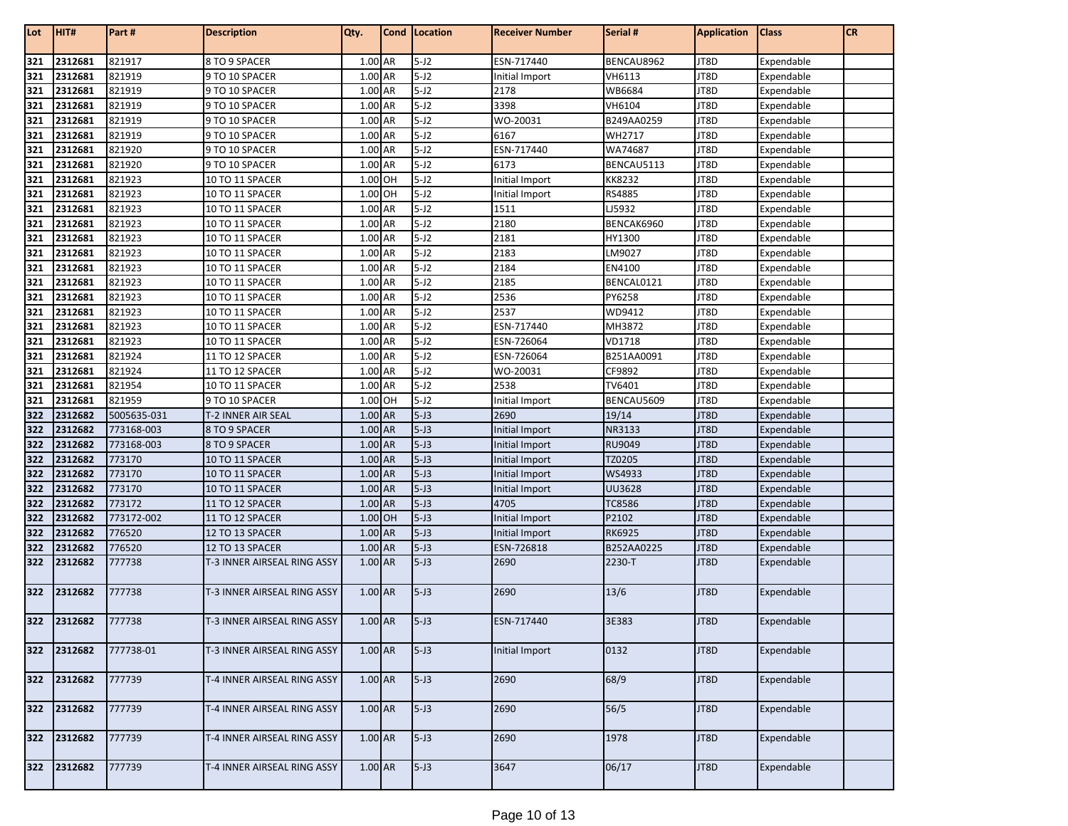| Lot | HIT# | Part # | Description | Qty. | Cond | Location | Receiver Number | Serial # | Application | Class | CR |
|---|---|---|---|---|---|---|---|---|---|---|---|
| 321 | 2312681 | 821917 | 8 TO 9 SPACER | 1.00 | AR | 5-J2 | ESN-717440 | BENCAU8962 | JT8D | Expendable | |
| 321 | 2312681 | 821919 | 9 TO 10 SPACER | 1.00 | AR | 5-J2 | Initial Import | VH6113 | JT8D | Expendable | |
| 321 | 2312681 | 821919 | 9 TO 10 SPACER | 1.00 | AR | 5-J2 | 2178 | WB6684 | JT8D | Expendable | |
| 321 | 2312681 | 821919 | 9 TO 10 SPACER | 1.00 | AR | 5-J2 | 3398 | VH6104 | JT8D | Expendable | |
| 321 | 2312681 | 821919 | 9 TO 10 SPACER | 1.00 | AR | 5-J2 | WO-20031 | B249AA0259 | JT8D | Expendable | |
| 321 | 2312681 | 821919 | 9 TO 10 SPACER | 1.00 | AR | 5-J2 | 6167 | WH2717 | JT8D | Expendable | |
| 321 | 2312681 | 821920 | 9 TO 10 SPACER | 1.00 | AR | 5-J2 | ESN-717440 | WA74687 | JT8D | Expendable | |
| 321 | 2312681 | 821920 | 9 TO 10 SPACER | 1.00 | AR | 5-J2 | 6173 | BENCAU5113 | JT8D | Expendable | |
| 321 | 2312681 | 821923 | 10 TO 11 SPACER | 1.00 | OH | 5-J2 | Initial Import | KK8232 | JT8D | Expendable | |
| 321 | 2312681 | 821923 | 10 TO 11 SPACER | 1.00 | OH | 5-J2 | Initial Import | RS4885 | JT8D | Expendable | |
| 321 | 2312681 | 821923 | 10 TO 11 SPACER | 1.00 | AR | 5-J2 | 1511 | LJ5932 | JT8D | Expendable | |
| 321 | 2312681 | 821923 | 10 TO 11 SPACER | 1.00 | AR | 5-J2 | 2180 | BENCAK6960 | JT8D | Expendable | |
| 321 | 2312681 | 821923 | 10 TO 11 SPACER | 1.00 | AR | 5-J2 | 2181 | HY1300 | JT8D | Expendable | |
| 321 | 2312681 | 821923 | 10 TO 11 SPACER | 1.00 | AR | 5-J2 | 2183 | LM9027 | JT8D | Expendable | |
| 321 | 2312681 | 821923 | 10 TO 11 SPACER | 1.00 | AR | 5-J2 | 2184 | EN4100 | JT8D | Expendable | |
| 321 | 2312681 | 821923 | 10 TO 11 SPACER | 1.00 | AR | 5-J2 | 2185 | BENCAL0121 | JT8D | Expendable | |
| 321 | 2312681 | 821923 | 10 TO 11 SPACER | 1.00 | AR | 5-J2 | 2536 | PY6258 | JT8D | Expendable | |
| 321 | 2312681 | 821923 | 10 TO 11 SPACER | 1.00 | AR | 5-J2 | 2537 | WD9412 | JT8D | Expendable | |
| 321 | 2312681 | 821923 | 10 TO 11 SPACER | 1.00 | AR | 5-J2 | ESN-717440 | MH3872 | JT8D | Expendable | |
| 321 | 2312681 | 821923 | 10 TO 11 SPACER | 1.00 | AR | 5-J2 | ESN-726064 | VD1718 | JT8D | Expendable | |
| 321 | 2312681 | 821924 | 11 TO 12 SPACER | 1.00 | AR | 5-J2 | ESN-726064 | B251AA0091 | JT8D | Expendable | |
| 321 | 2312681 | 821924 | 11 TO 12 SPACER | 1.00 | AR | 5-J2 | WO-20031 | CF9892 | JT8D | Expendable | |
| 321 | 2312681 | 821954 | 10 TO 11 SPACER | 1.00 | AR | 5-J2 | 2538 | TV6401 | JT8D | Expendable | |
| 321 | 2312681 | 821959 | 9 TO 10 SPACER | 1.00 | OH | 5-J2 | Initial Import | BENCAU5609 | JT8D | Expendable | |
| 322 | 2312682 | 5005635-031 | T-2 INNER AIR SEAL | 1.00 | AR | 5-J3 | 2690 | 19/14 | JT8D | Expendable | |
| 322 | 2312682 | 773168-003 | 8 TO 9 SPACER | 1.00 | AR | 5-J3 | Initial Import | NR3133 | JT8D | Expendable | |
| 322 | 2312682 | 773168-003 | 8 TO 9 SPACER | 1.00 | AR | 5-J3 | Initial Import | RU9049 | JT8D | Expendable | |
| 322 | 2312682 | 773170 | 10 TO 11 SPACER | 1.00 | AR | 5-J3 | Initial Import | TZ0205 | JT8D | Expendable | |
| 322 | 2312682 | 773170 | 10 TO 11 SPACER | 1.00 | AR | 5-J3 | Initial Import | WS4933 | JT8D | Expendable | |
| 322 | 2312682 | 773170 | 10 TO 11 SPACER | 1.00 | AR | 5-J3 | Initial Import | UU3628 | JT8D | Expendable | |
| 322 | 2312682 | 773172 | 11 TO 12 SPACER | 1.00 | AR | 5-J3 | 4705 | TC8586 | JT8D | Expendable | |
| 322 | 2312682 | 773172-002 | 11 TO 12 SPACER | 1.00 | OH | 5-J3 | Initial Import | P2102 | JT8D | Expendable | |
| 322 | 2312682 | 776520 | 12 TO 13 SPACER | 1.00 | AR | 5-J3 | Initial Import | RK6925 | JT8D | Expendable | |
| 322 | 2312682 | 776520 | 12 TO 13 SPACER | 1.00 | AR | 5-J3 | ESN-726818 | B252AA0225 | JT8D | Expendable | |
| 322 | 2312682 | 777738 | T-3 INNER AIRSEAL RING ASSY | 1.00 | AR | 5-J3 | 2690 | 2230-T | JT8D | Expendable | |
| 322 | 2312682 | 777738 | T-3 INNER AIRSEAL RING ASSY | 1.00 | AR | 5-J3 | 2690 | 13/6 | JT8D | Expendable | |
| 322 | 2312682 | 777738 | T-3 INNER AIRSEAL RING ASSY | 1.00 | AR | 5-J3 | ESN-717440 | 3E383 | JT8D | Expendable | |
| 322 | 2312682 | 777738-01 | T-3 INNER AIRSEAL RING ASSY | 1.00 | AR | 5-J3 | Initial Import | 0132 | JT8D | Expendable | |
| 322 | 2312682 | 777739 | T-4 INNER AIRSEAL RING ASSY | 1.00 | AR | 5-J3 | 2690 | 68/9 | JT8D | Expendable | |
| 322 | 2312682 | 777739 | T-4 INNER AIRSEAL RING ASSY | 1.00 | AR | 5-J3 | 2690 | 56/5 | JT8D | Expendable | |
| 322 | 2312682 | 777739 | T-4 INNER AIRSEAL RING ASSY | 1.00 | AR | 5-J3 | 2690 | 1978 | JT8D | Expendable | |
| 322 | 2312682 | 777739 | T-4 INNER AIRSEAL RING ASSY | 1.00 | AR | 5-J3 | 3647 | 06/17 | JT8D | Expendable | |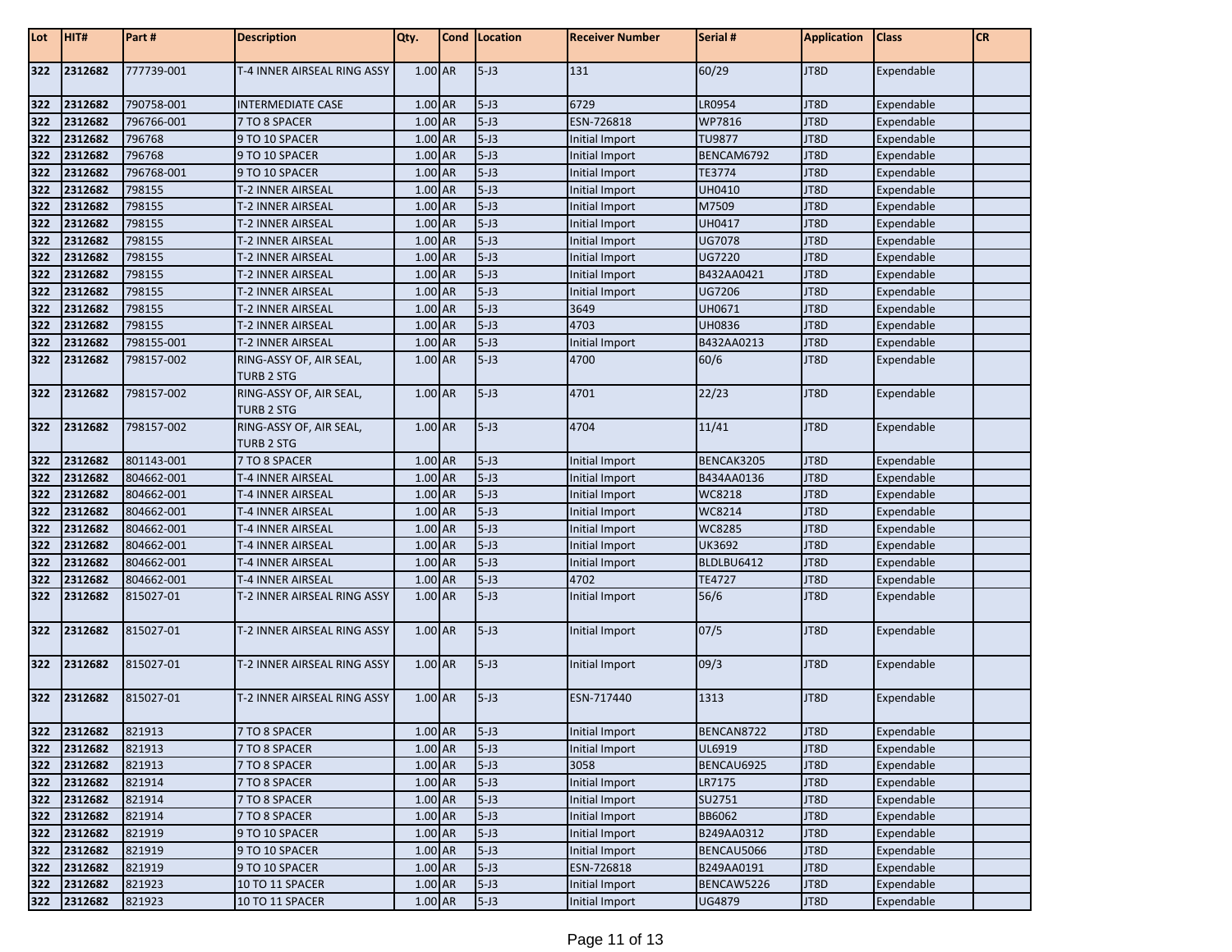| Lot | HIT# | Part # | Description | Qty. | Cond | Location | Receiver Number | Serial # | Application | Class | CR |
|---|---|---|---|---|---|---|---|---|---|---|---|
| 322 | 2312682 | 777739-001 | T-4 INNER AIRSEAL RING ASSY | 1.00 | AR | 5-J3 | 131 | 60/29 | JT8D | Expendable | |
| 322 | 2312682 | 790758-001 | INTERMEDIATE CASE | 1.00 | AR | 5-J3 | 6729 | LR0954 | JT8D | Expendable | |
| 322 | 2312682 | 796766-001 | 7 TO 8 SPACER | 1.00 | AR | 5-J3 | ESN-726818 | WP7816 | JT8D | Expendable | |
| 322 | 2312682 | 796768 | 9 TO 10 SPACER | 1.00 | AR | 5-J3 | Initial Import | TU9877 | JT8D | Expendable | |
| 322 | 2312682 | 796768 | 9 TO 10 SPACER | 1.00 | AR | 5-J3 | Initial Import | BENCAM6792 | JT8D | Expendable | |
| 322 | 2312682 | 796768-001 | 9 TO 10 SPACER | 1.00 | AR | 5-J3 | Initial Import | TE3774 | JT8D | Expendable | |
| 322 | 2312682 | 798155 | T-2 INNER AIRSEAL | 1.00 | AR | 5-J3 | Initial Import | UH0410 | JT8D | Expendable | |
| 322 | 2312682 | 798155 | T-2 INNER AIRSEAL | 1.00 | AR | 5-J3 | Initial Import | M7509 | JT8D | Expendable | |
| 322 | 2312682 | 798155 | T-2 INNER AIRSEAL | 1.00 | AR | 5-J3 | Initial Import | UH0417 | JT8D | Expendable | |
| 322 | 2312682 | 798155 | T-2 INNER AIRSEAL | 1.00 | AR | 5-J3 | Initial Import | UG7078 | JT8D | Expendable | |
| 322 | 2312682 | 798155 | T-2 INNER AIRSEAL | 1.00 | AR | 5-J3 | Initial Import | UG7220 | JT8D | Expendable | |
| 322 | 2312682 | 798155 | T-2 INNER AIRSEAL | 1.00 | AR | 5-J3 | Initial Import | B432AA0421 | JT8D | Expendable | |
| 322 | 2312682 | 798155 | T-2 INNER AIRSEAL | 1.00 | AR | 5-J3 | Initial Import | UG7206 | JT8D | Expendable | |
| 322 | 2312682 | 798155 | T-2 INNER AIRSEAL | 1.00 | AR | 5-J3 | 3649 | UH0671 | JT8D | Expendable | |
| 322 | 2312682 | 798155 | T-2 INNER AIRSEAL | 1.00 | AR | 5-J3 | 4703 | UH0836 | JT8D | Expendable | |
| 322 | 2312682 | 798155-001 | T-2 INNER AIRSEAL | 1.00 | AR | 5-J3 | Initial Import | B432AA0213 | JT8D | Expendable | |
| 322 | 2312682 | 798157-002 | RING-ASSY OF, AIR SEAL, TURB 2 STG | 1.00 | AR | 5-J3 | 4700 | 60/6 | JT8D | Expendable | |
| 322 | 2312682 | 798157-002 | RING-ASSY OF, AIR SEAL, TURB 2 STG | 1.00 | AR | 5-J3 | 4701 | 22/23 | JT8D | Expendable | |
| 322 | 2312682 | 798157-002 | RING-ASSY OF, AIR SEAL, TURB 2 STG | 1.00 | AR | 5-J3 | 4704 | 11/41 | JT8D | Expendable | |
| 322 | 2312682 | 801143-001 | 7 TO 8 SPACER | 1.00 | AR | 5-J3 | Initial Import | BENCAK3205 | JT8D | Expendable | |
| 322 | 2312682 | 804662-001 | T-4 INNER AIRSEAL | 1.00 | AR | 5-J3 | Initial Import | B434AA0136 | JT8D | Expendable | |
| 322 | 2312682 | 804662-001 | T-4 INNER AIRSEAL | 1.00 | AR | 5-J3 | Initial Import | WC8218 | JT8D | Expendable | |
| 322 | 2312682 | 804662-001 | T-4 INNER AIRSEAL | 1.00 | AR | 5-J3 | Initial Import | WC8214 | JT8D | Expendable | |
| 322 | 2312682 | 804662-001 | T-4 INNER AIRSEAL | 1.00 | AR | 5-J3 | Initial Import | WC8285 | JT8D | Expendable | |
| 322 | 2312682 | 804662-001 | T-4 INNER AIRSEAL | 1.00 | AR | 5-J3 | Initial Import | UK3692 | JT8D | Expendable | |
| 322 | 2312682 | 804662-001 | T-4 INNER AIRSEAL | 1.00 | AR | 5-J3 | Initial Import | BLDLBU6412 | JT8D | Expendable | |
| 322 | 2312682 | 804662-001 | T-4 INNER AIRSEAL | 1.00 | AR | 5-J3 | 4702 | TE4727 | JT8D | Expendable | |
| 322 | 2312682 | 815027-01 | T-2 INNER AIRSEAL RING ASSY | 1.00 | AR | 5-J3 | Initial Import | 56/6 | JT8D | Expendable | |
| 322 | 2312682 | 815027-01 | T-2 INNER AIRSEAL RING ASSY | 1.00 | AR | 5-J3 | Initial Import | 07/5 | JT8D | Expendable | |
| 322 | 2312682 | 815027-01 | T-2 INNER AIRSEAL RING ASSY | 1.00 | AR | 5-J3 | Initial Import | 09/3 | JT8D | Expendable | |
| 322 | 2312682 | 815027-01 | T-2 INNER AIRSEAL RING ASSY | 1.00 | AR | 5-J3 | ESN-717440 | 1313 | JT8D | Expendable | |
| 322 | 2312682 | 821913 | 7 TO 8 SPACER | 1.00 | AR | 5-J3 | Initial Import | BENCAN8722 | JT8D | Expendable | |
| 322 | 2312682 | 821913 | 7 TO 8 SPACER | 1.00 | AR | 5-J3 | Initial Import | UL6919 | JT8D | Expendable | |
| 322 | 2312682 | 821913 | 7 TO 8 SPACER | 1.00 | AR | 5-J3 | 3058 | BENCAU6925 | JT8D | Expendable | |
| 322 | 2312682 | 821914 | 7 TO 8 SPACER | 1.00 | AR | 5-J3 | Initial Import | LR7175 | JT8D | Expendable | |
| 322 | 2312682 | 821914 | 7 TO 8 SPACER | 1.00 | AR | 5-J3 | Initial Import | SU2751 | JT8D | Expendable | |
| 322 | 2312682 | 821914 | 7 TO 8 SPACER | 1.00 | AR | 5-J3 | Initial Import | BB6062 | JT8D | Expendable | |
| 322 | 2312682 | 821919 | 9 TO 10 SPACER | 1.00 | AR | 5-J3 | Initial Import | B249AA0312 | JT8D | Expendable | |
| 322 | 2312682 | 821919 | 9 TO 10 SPACER | 1.00 | AR | 5-J3 | Initial Import | BENCAU5066 | JT8D | Expendable | |
| 322 | 2312682 | 821919 | 9 TO 10 SPACER | 1.00 | AR | 5-J3 | ESN-726818 | B249AA0191 | JT8D | Expendable | |
| 322 | 2312682 | 821923 | 10 TO 11 SPACER | 1.00 | AR | 5-J3 | Initial Import | BENCAW5226 | JT8D | Expendable | |
| 322 | 2312682 | 821923 | 10 TO 11 SPACER | 1.00 | AR | 5-J3 | Initial Import | UG4879 | JT8D | Expendable | |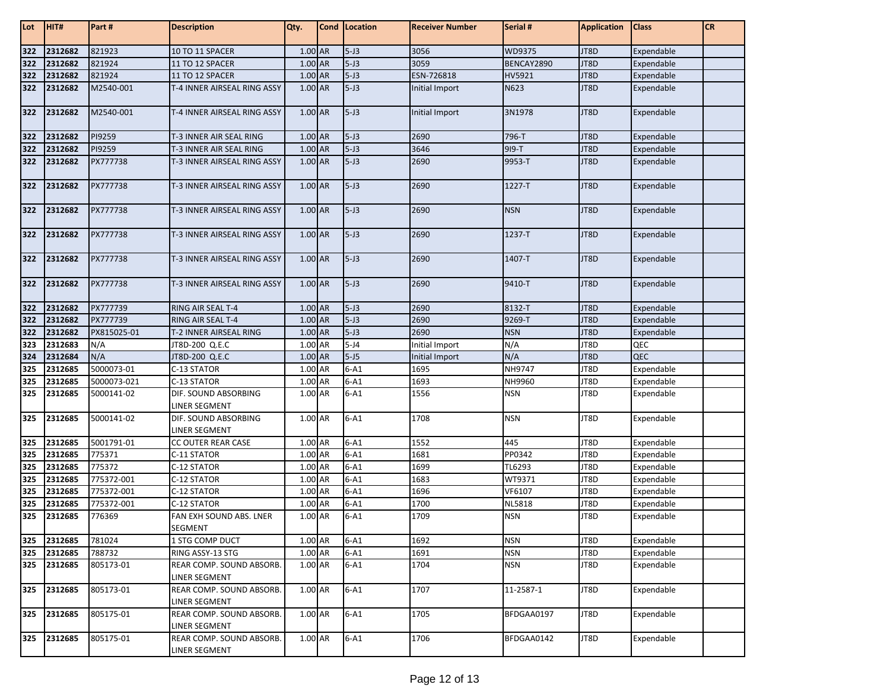| Lot | HIT# | Part # | Description | Qty. | Cond | Location | Receiver Number | Serial # | Application | Class | CR |
|---|---|---|---|---|---|---|---|---|---|---|---|
| 322 | 2312682 | 821923 | 10 TO 11 SPACER | 1.00 | AR | 5-J3 | 3056 | WD9375 | JT8D | Expendable | |
| 322 | 2312682 | 821924 | 11 TO 12 SPACER | 1.00 | AR | 5-J3 | 3059 | BENCAY2890 | JT8D | Expendable | |
| 322 | 2312682 | 821924 | 11 TO 12 SPACER | 1.00 | AR | 5-J3 | ESN-726818 | HV5921 | JT8D | Expendable | |
| 322 | 2312682 | M2540-001 | T-4 INNER AIRSEAL RING ASSY | 1.00 | AR | 5-J3 | Initial Import | N623 | JT8D | Expendable | |
| 322 | 2312682 | M2540-001 | T-4 INNER AIRSEAL RING ASSY | 1.00 | AR | 5-J3 | Initial Import | 3N1978 | JT8D | Expendable | |
| 322 | 2312682 | PI9259 | T-3 INNER AIR SEAL RING | 1.00 | AR | 5-J3 | 2690 | 796-T | JT8D | Expendable | |
| 322 | 2312682 | PI9259 | T-3 INNER AIR SEAL RING | 1.00 | AR | 5-J3 | 3646 | 9I9-T | JT8D | Expendable | |
| 322 | 2312682 | PX777738 | T-3 INNER AIRSEAL RING ASSY | 1.00 | AR | 5-J3 | 2690 | 9953-T | JT8D | Expendable | |
| 322 | 2312682 | PX777738 | T-3 INNER AIRSEAL RING ASSY | 1.00 | AR | 5-J3 | 2690 | 1227-T | JT8D | Expendable | |
| 322 | 2312682 | PX777738 | T-3 INNER AIRSEAL RING ASSY | 1.00 | AR | 5-J3 | 2690 | NSN | JT8D | Expendable | |
| 322 | 2312682 | PX777738 | T-3 INNER AIRSEAL RING ASSY | 1.00 | AR | 5-J3 | 2690 | 1237-T | JT8D | Expendable | |
| 322 | 2312682 | PX777738 | T-3 INNER AIRSEAL RING ASSY | 1.00 | AR | 5-J3 | 2690 | 1407-T | JT8D | Expendable | |
| 322 | 2312682 | PX777738 | T-3 INNER AIRSEAL RING ASSY | 1.00 | AR | 5-J3 | 2690 | 9410-T | JT8D | Expendable | |
| 322 | 2312682 | PX777739 | RING AIR SEAL T-4 | 1.00 | AR | 5-J3 | 2690 | 8132-T | JT8D | Expendable | |
| 322 | 2312682 | PX777739 | RING AIR SEAL T-4 | 1.00 | AR | 5-J3 | 2690 | 9269-T | JT8D | Expendable | |
| 322 | 2312682 | PX815025-01 | T-2 INNER AIRSEAL RING | 1.00 | AR | 5-J3 | 2690 | NSN | JT8D | Expendable | |
| 323 | 2312683 | N/A | JT8D-200 Q.E.C | 1.00 | AR | 5-J4 | Initial Import | N/A | JT8D | QEC | |
| 324 | 2312684 | N/A | JT8D-200 Q.E.C | 1.00 | AR | 5-J5 | Initial Import | N/A | JT8D | QEC | |
| 325 | 2312685 | 5000073-01 | C-13 STATOR | 1.00 | AR | 6-A1 | 1695 | NH9747 | JT8D | Expendable | |
| 325 | 2312685 | 5000073-021 | C-13 STATOR | 1.00 | AR | 6-A1 | 1693 | NH9960 | JT8D | Expendable | |
| 325 | 2312685 | 5000141-02 | DIF. SOUND ABSORBING LINER SEGMENT | 1.00 | AR | 6-A1 | 1556 | NSN | JT8D | Expendable | |
| 325 | 2312685 | 5000141-02 | DIF. SOUND ABSORBING LINER SEGMENT | 1.00 | AR | 6-A1 | 1708 | NSN | JT8D | Expendable | |
| 325 | 2312685 | 5001791-01 | CC OUTER REAR CASE | 1.00 | AR | 6-A1 | 1552 | 445 | JT8D | Expendable | |
| 325 | 2312685 | 775371 | C-11 STATOR | 1.00 | AR | 6-A1 | 1681 | PP0342 | JT8D | Expendable | |
| 325 | 2312685 | 775372 | C-12 STATOR | 1.00 | AR | 6-A1 | 1699 | TL6293 | JT8D | Expendable | |
| 325 | 2312685 | 775372-001 | C-12 STATOR | 1.00 | AR | 6-A1 | 1683 | WT9371 | JT8D | Expendable | |
| 325 | 2312685 | 775372-001 | C-12 STATOR | 1.00 | AR | 6-A1 | 1696 | VF6107 | JT8D | Expendable | |
| 325 | 2312685 | 775372-001 | C-12 STATOR | 1.00 | AR | 6-A1 | 1700 | NL5818 | JT8D | Expendable | |
| 325 | 2312685 | 776369 | FAN EXH SOUND ABS. LNER SEGMENT | 1.00 | AR | 6-A1 | 1709 | NSN | JT8D | Expendable | |
| 325 | 2312685 | 781024 | 1 STG COMP DUCT | 1.00 | AR | 6-A1 | 1692 | NSN | JT8D | Expendable | |
| 325 | 2312685 | 788732 | RING ASSY-13 STG | 1.00 | AR | 6-A1 | 1691 | NSN | JT8D | Expendable | |
| 325 | 2312685 | 805173-01 | REAR COMP. SOUND ABSORB. LINER SEGMENT | 1.00 | AR | 6-A1 | 1704 | NSN | JT8D | Expendable | |
| 325 | 2312685 | 805173-01 | REAR COMP. SOUND ABSORB. LINER SEGMENT | 1.00 | AR | 6-A1 | 1707 | 11-2587-1 | JT8D | Expendable | |
| 325 | 2312685 | 805175-01 | REAR COMP. SOUND ABSORB. LINER SEGMENT | 1.00 | AR | 6-A1 | 1705 | BFDGAA0197 | JT8D | Expendable | |
| 325 | 2312685 | 805175-01 | REAR COMP. SOUND ABSORB. LINER SEGMENT | 1.00 | AR | 6-A1 | 1706 | BFDGAA0142 | JT8D | Expendable | |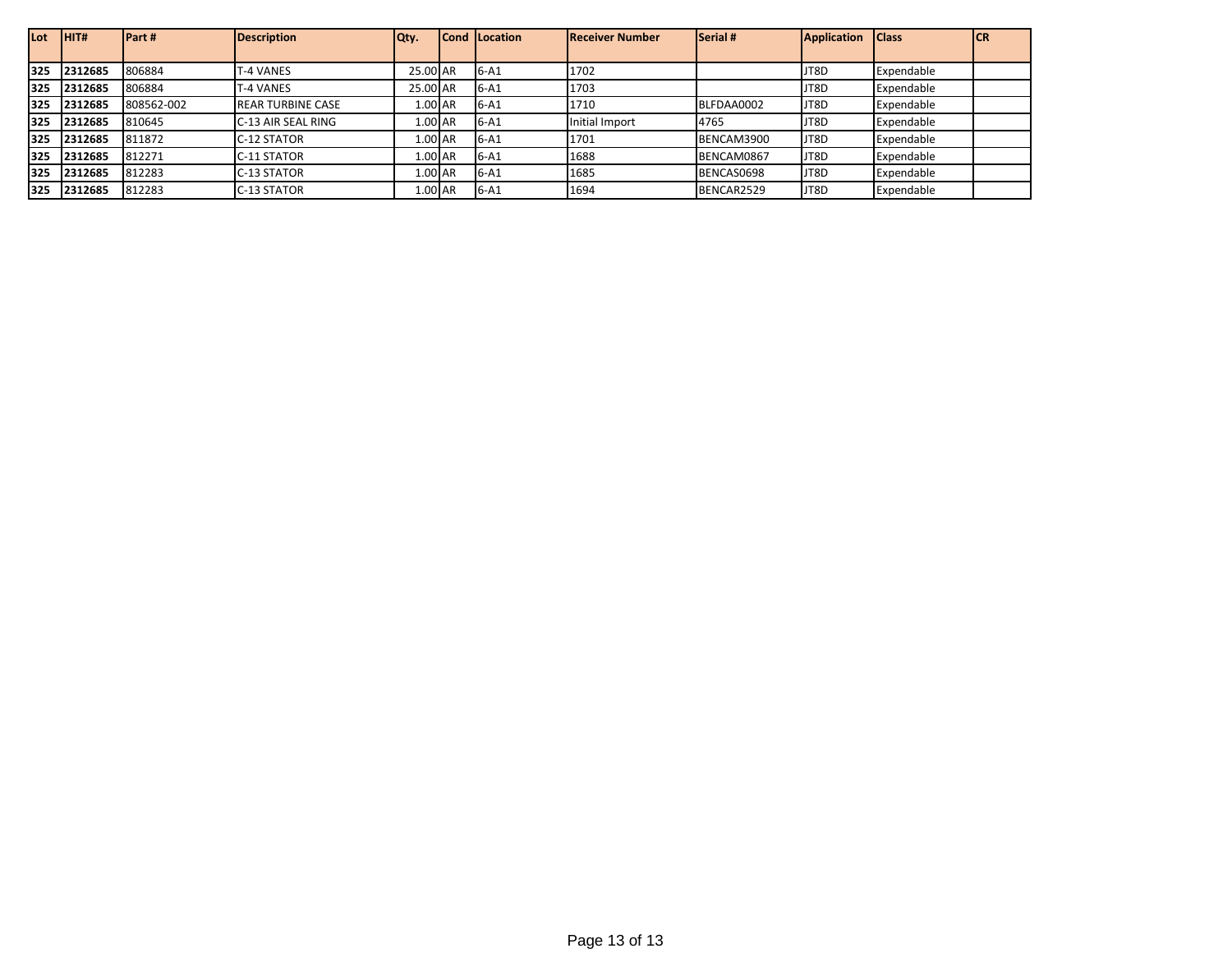| Lot | HIT# | Part # | Description | Qty. | Cond | Location | Receiver Number | Serial # | Application | Class | CR |
|---|---|---|---|---|---|---|---|---|---|---|---|
| 325 | 2312685 | 806884 | T-4 VANES | 25.00 | AR | 6-A1 | 1702 | | JT8D | Expendable | |
| 325 | 2312685 | 806884 | T-4 VANES | 25.00 | AR | 6-A1 | 1703 | | JT8D | Expendable | |
| 325 | 2312685 | 808562-002 | REAR TURBINE CASE | 1.00 | AR | 6-A1 | 1710 | BLFDAA0002 | JT8D | Expendable | |
| 325 | 2312685 | 810645 | C-13 AIR SEAL RING | 1.00 | AR | 6-A1 | Initial Import | 4765 | JT8D | Expendable | |
| 325 | 2312685 | 811872 | C-12 STATOR | 1.00 | AR | 6-A1 | 1701 | BENCAM3900 | JT8D | Expendable | |
| 325 | 2312685 | 812271 | C-11 STATOR | 1.00 | AR | 6-A1 | 1688 | BENCAM0867 | JT8D | Expendable | |
| 325 | 2312685 | 812283 | C-13 STATOR | 1.00 | AR | 6-A1 | 1685 | BENCAS0698 | JT8D | Expendable | |
| 325 | 2312685 | 812283 | C-13 STATOR | 1.00 | AR | 6-A1 | 1694 | BENCAR2529 | JT8D | Expendable | |